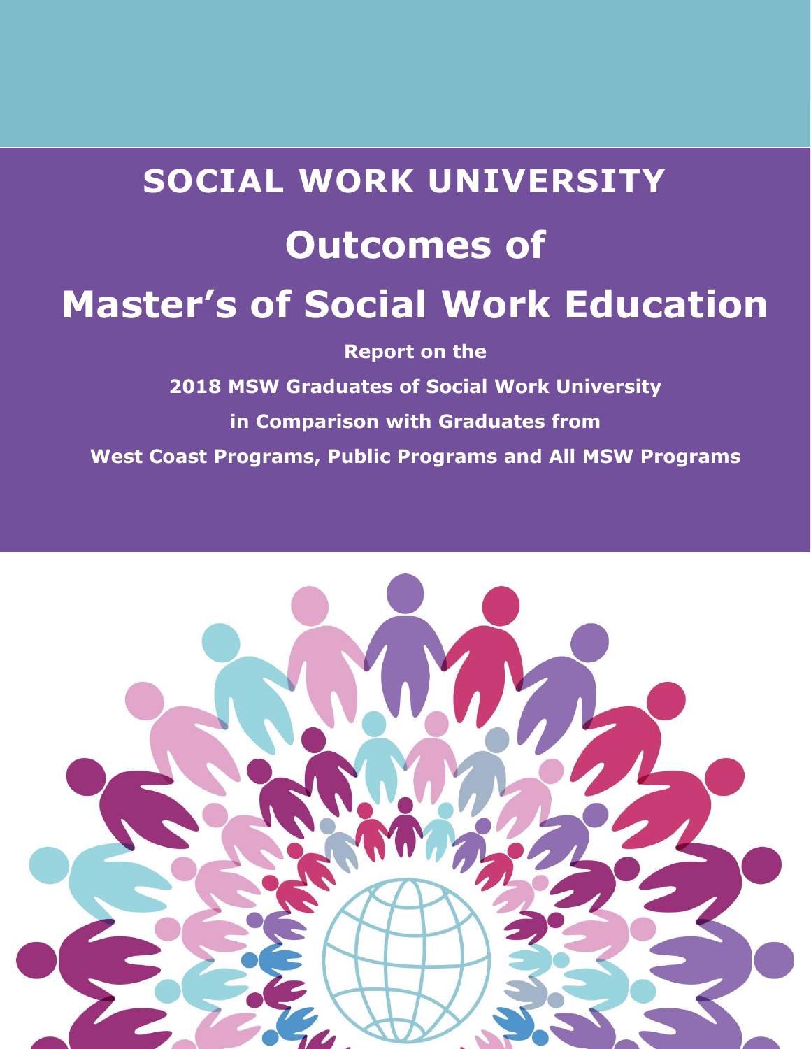# SOCIAL WORK UNIVERSITY

# Outcomes of Master's of Social Work Education

**Report on the**

**2018 MSW Graduates of Social Work University**

**in Comparison with Graduates from**

**West Coast Programs, Public Programs and All MSW Programs**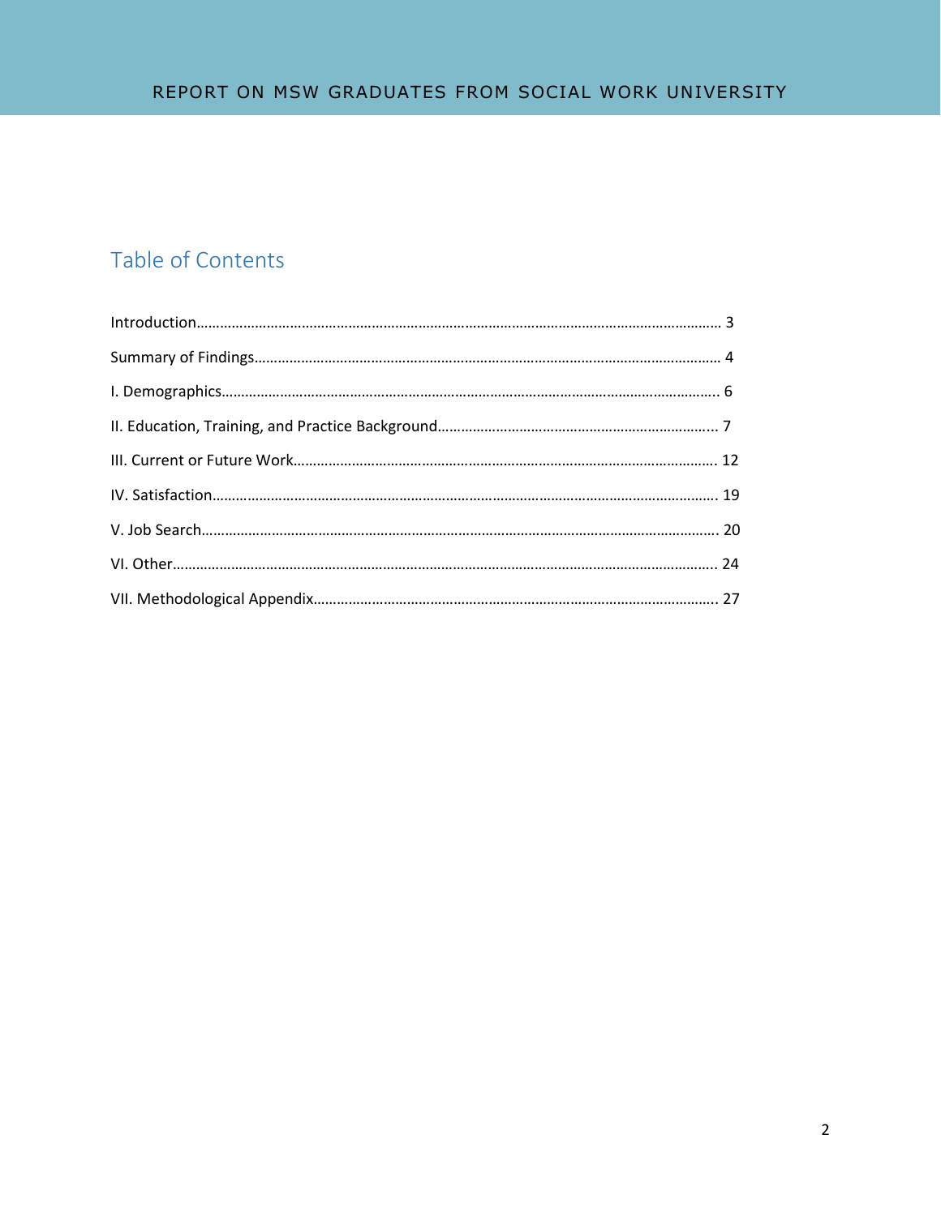# Table of Contents

Introduction………………………………………………………………………………………………………………… 3

Summary of Findings…………………………………………………………………………………………………… 4

I. Demographics…………………………………………………………………………………………………………. 6

II. Education, Training, and Practice Background……………………………………………………………... 7

III. Current or Future Work………………………………………………………………………………………… 12

IV. Satisfaction……………………………………………………………………………………………………… 19

V. Job Search……………………………………………………………………………………………………… 20

VI. Other……………………………………………………………………………………………………………… 24

VII. Methodological Appendix…………………………………………………………………………………. 27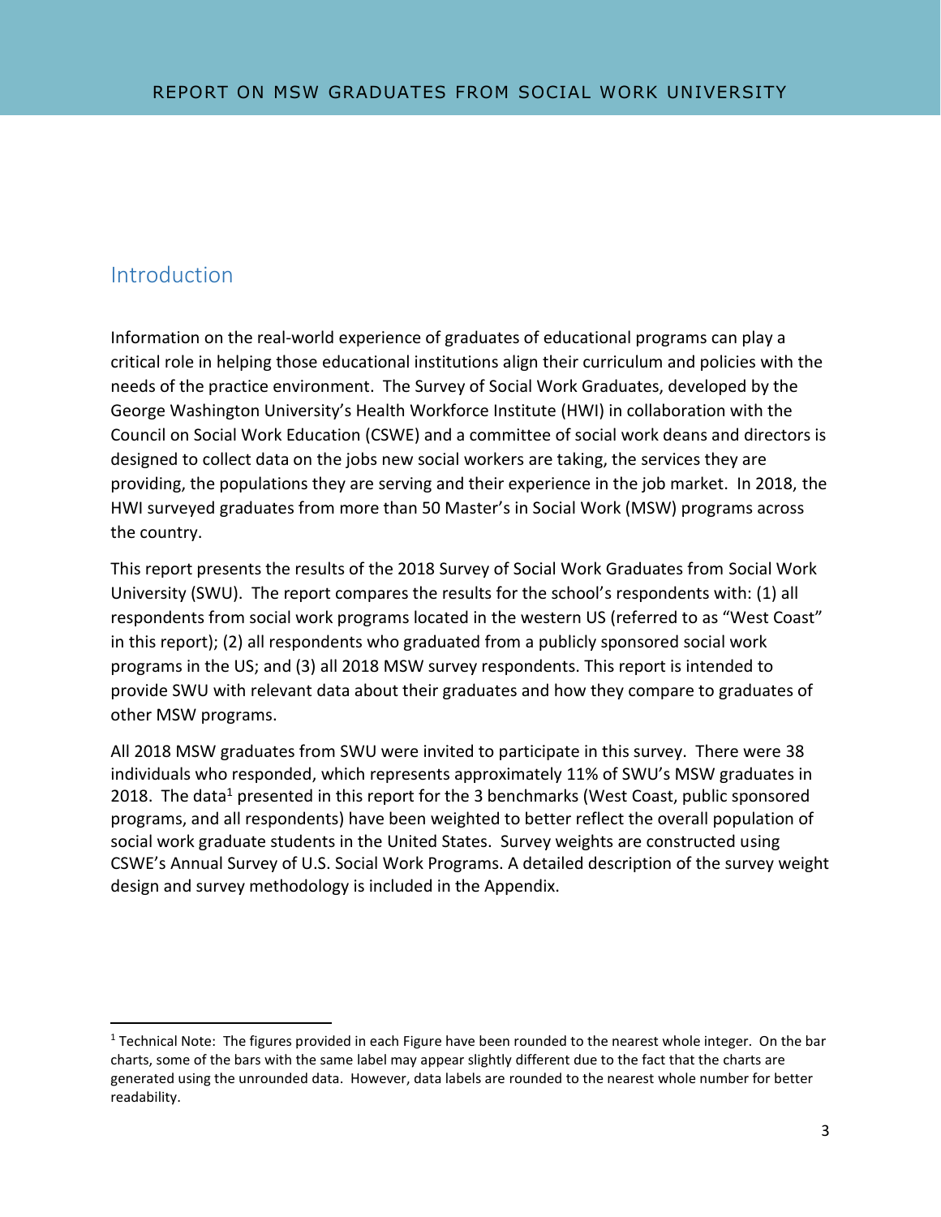## Introduction

Information on the real-world experience of graduates of educational programs can play a critical role in helping those educational institutions align their curriculum and policies with the needs of the practice environment. The Survey of Social Work Graduates, developed by the George Washington University's Health Workforce Institute (HWI) in collaboration with the Council on Social Work Education (CSWE) and a committee of social work deans and directors is designed to collect data on the jobs new social workers are taking, the services they are providing, the populations they are serving and their experience in the job market. In 2018, the HWI surveyed graduates from more than 50 Master's in Social Work (MSW) programs across the country.

This report presents the results of the 2018 Survey of Social Work Graduates from Social Work University (SWU). The report compares the results for the school's respondents with: (1) all respondents from social work programs located in the western US (referred to as "West Coast" in this report); (2) all respondents who graduated from a publicly sponsored social work programs in the US; and (3) all 2018 MSW survey respondents. This report is intended to provide SWU with relevant data about their graduates and how they compare to graduates of other MSW programs.

All 2018 MSW graduates from SWU were invited to participate in this survey. There were 38 individuals who responded, which represents approximately 11% of SWU's MSW graduates in 2018. The data[1] presented in this report for the 3 benchmarks (West Coast, public sponsored programs, and all respondents) have been weighted to better reflect the overall population of social work graduate students in the United States. Survey weights are constructed using CSWE's Annual Survey of U.S. Social Work Programs. A detailed description of the survey weight design and survey methodology is included in the Appendix.

[1] Technical Note: The figures provided in each Figure have been rounded to the nearest whole integer. On the bar charts, some of the bars with the same label may appear slightly different due to the fact that the charts are generated using the unrounded data. However, data labels are rounded to the nearest whole number for better readability.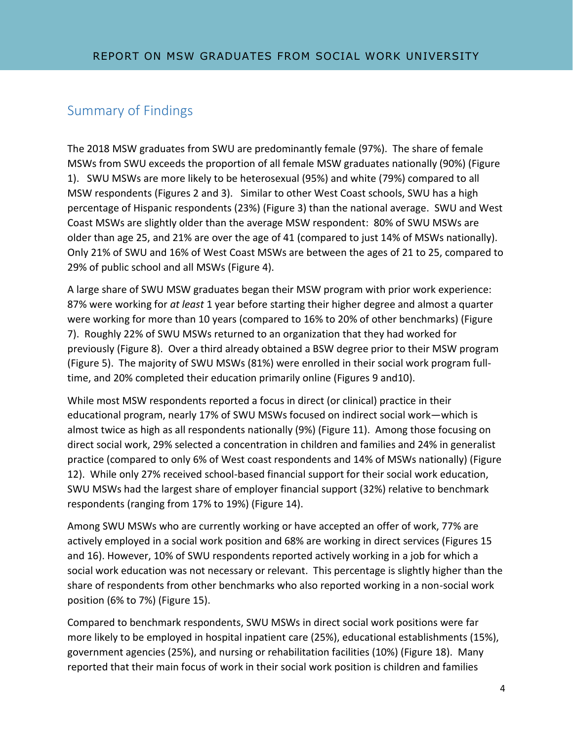## Summary of Findings

The 2018 MSW graduates from SWU are predominantly female (97%). The share of female MSWs from SWU exceeds the proportion of all female MSW graduates nationally (90%) (Figure 1). SWU MSWs are more likely to be heterosexual (95%) and white (79%) compared to all MSW respondents (Figures 2 and 3). Similar to other West Coast schools, SWU has a high percentage of Hispanic respondents (23%) (Figure 3) than the national average. SWU and West Coast MSWs are slightly older than the average MSW respondent: 80% of SWU MSWs are older than age 25, and 21% are over the age of 41 (compared to just 14% of MSWs nationally). Only 21% of SWU and 16% of West Coast MSWs are between the ages of 21 to 25, compared to 29% of public school and all MSWs (Figure 4).

A large share of SWU MSW graduates began their MSW program with prior work experience: 87% were working for *at least* 1 year before starting their higher degree and almost a quarter were working for more than 10 years (compared to 16% to 20% of other benchmarks) (Figure 7). Roughly 22% of SWU MSWs returned to an organization that they had worked for previously (Figure 8). Over a third already obtained a BSW degree prior to their MSW program (Figure 5). The majority of SWU MSWs (81%) were enrolled in their social work program full-time, and 20% completed their education primarily online (Figures 9 and10).

While most MSW respondents reported a focus in direct (or clinical) practice in their educational program, nearly 17% of SWU MSWs focused on indirect social work—which is almost twice as high as all respondents nationally (9%) (Figure 11). Among those focusing on direct social work, 29% selected a concentration in children and families and 24% in generalist practice (compared to only 6% of West coast respondents and 14% of MSWs nationally) (Figure 12). While only 27% received school-based financial support for their social work education, SWU MSWs had the largest share of employer financial support (32%) relative to benchmark respondents (ranging from 17% to 19%) (Figure 14).

Among SWU MSWs who are currently working or have accepted an offer of work, 77% are actively employed in a social work position and 68% are working in direct services (Figures 15 and 16). However, 10% of SWU respondents reported actively working in a job for which a social work education was not necessary or relevant. This percentage is slightly higher than the share of respondents from other benchmarks who also reported working in a non-social work position (6% to 7%) (Figure 15).

Compared to benchmark respondents, SWU MSWs in direct social work positions were far more likely to be employed in hospital inpatient care (25%), educational establishments (15%), government agencies (25%), and nursing or rehabilitation facilities (10%) (Figure 18). Many reported that their main focus of work in their social work position is children and families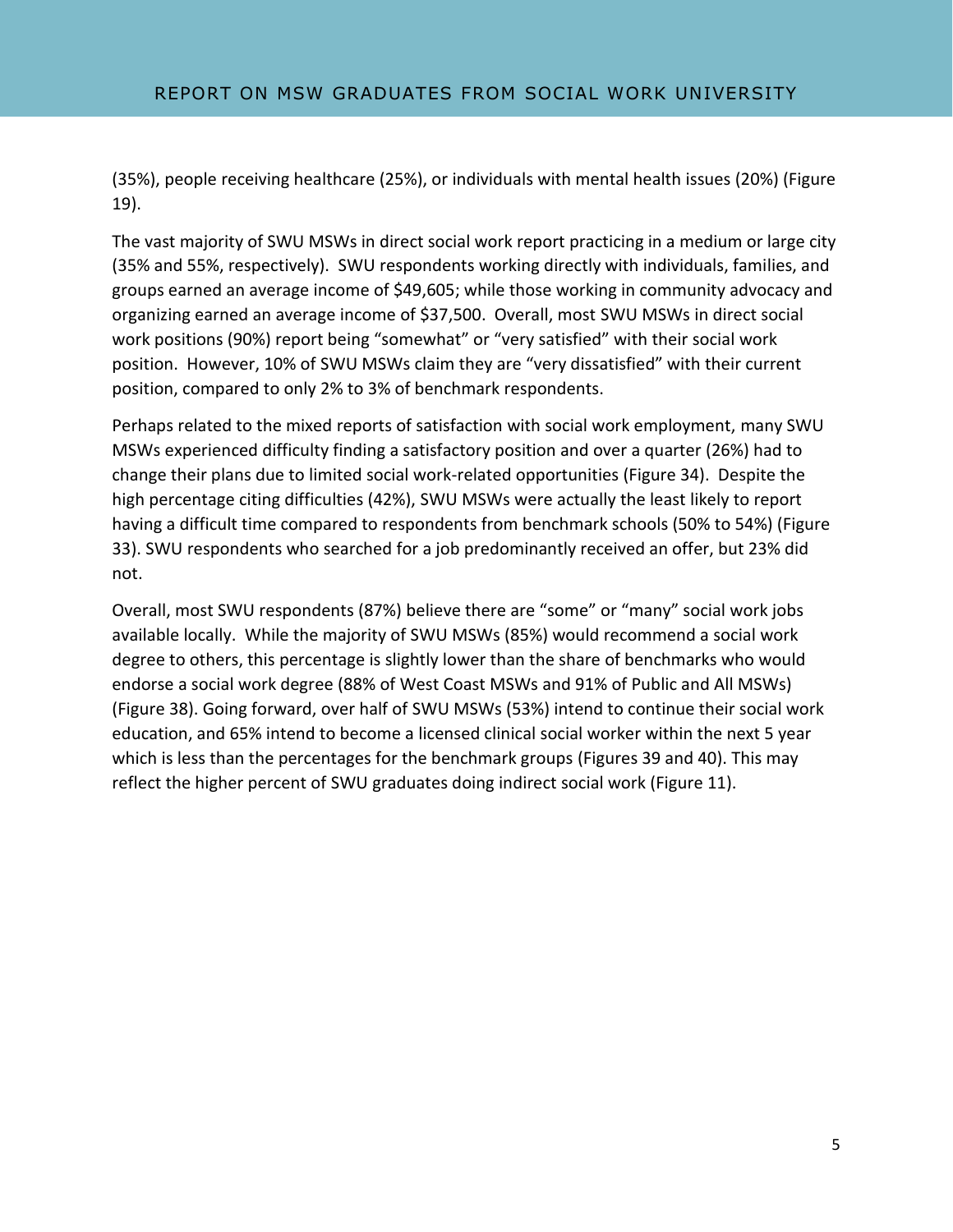(35%), people receiving healthcare (25%), or individuals with mental health issues (20%) (Figure 19).

The vast majority of SWU MSWs in direct social work report practicing in a medium or large city (35% and 55%, respectively). SWU respondents working directly with individuals, families, and groups earned an average income of $49,605; while those working in community advocacy and organizing earned an average income of $37,500. Overall, most SWU MSWs in direct social work positions (90%) report being "somewhat" or "very satisfied" with their social work position. However, 10% of SWU MSWs claim they are "very dissatisfied" with their current position, compared to only 2% to 3% of benchmark respondents.

Perhaps related to the mixed reports of satisfaction with social work employment, many SWU MSWs experienced difficulty finding a satisfactory position and over a quarter (26%) had to change their plans due to limited social work-related opportunities (Figure 34). Despite the high percentage citing difficulties (42%), SWU MSWs were actually the least likely to report having a difficult time compared to respondents from benchmark schools (50% to 54%) (Figure 33). SWU respondents who searched for a job predominantly received an offer, but 23% did not.

Overall, most SWU respondents (87%) believe there are "some" or "many" social work jobs available locally. While the majority of SWU MSWs (85%) would recommend a social work degree to others, this percentage is slightly lower than the share of benchmarks who would endorse a social work degree (88% of West Coast MSWs and 91% of Public and All MSWs) (Figure 38). Going forward, over half of SWU MSWs (53%) intend to continue their social work education, and 65% intend to become a licensed clinical social worker within the next 5 year which is less than the percentages for the benchmark groups (Figures 39 and 40). This may reflect the higher percent of SWU graduates doing indirect social work (Figure 11).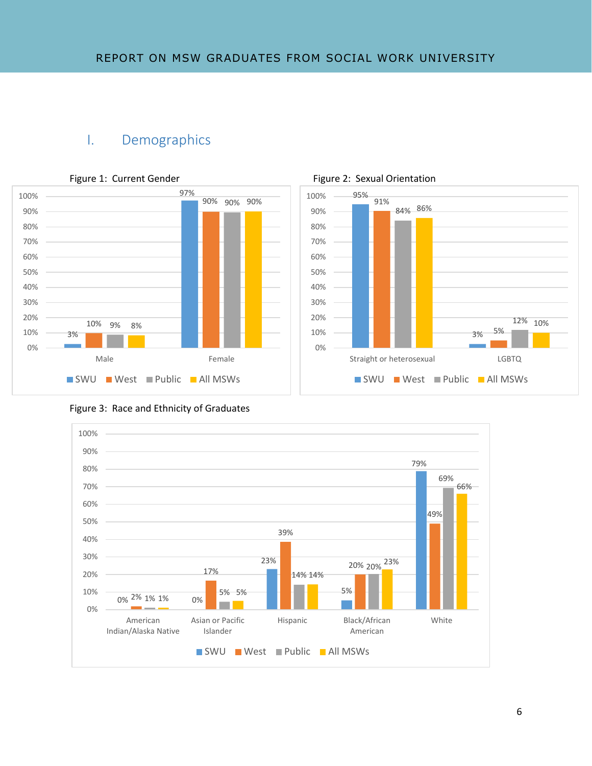## I. Demographics

Figure 1: Current Gender

| | SWU | West | Public | All MSWs |
|---|---|---|---|---|
| Male | 3% | 10% | 9% | 8% |
| Female | 97% | 90% | 90% | 90% |

Figure 2: Sexual Orientation

| | SWU | West | Public | All MSWs |
|---|---|---|---|---|
| Straight or heterosexual | 95% | 91% | 84% | 86% |
| LGBTQ | 3% | 5% | 12% | 10% |

Figure 3: Race and Ethnicity of Graduates

| | SWU | West | Public | All MSWs |
|---|---|---|---|---|
| American Indian/Alaska Native | 0% | 2% | 1% | 1% |
| Asian or Pacific Islander | 0% | 17% | 5% | 5% |
| Hispanic | 23% | 39% | 14% | 14% |
| Black/African American | 5% | 20% | 20% | 23% |
| White | 79% | 49% | 69% | 66% |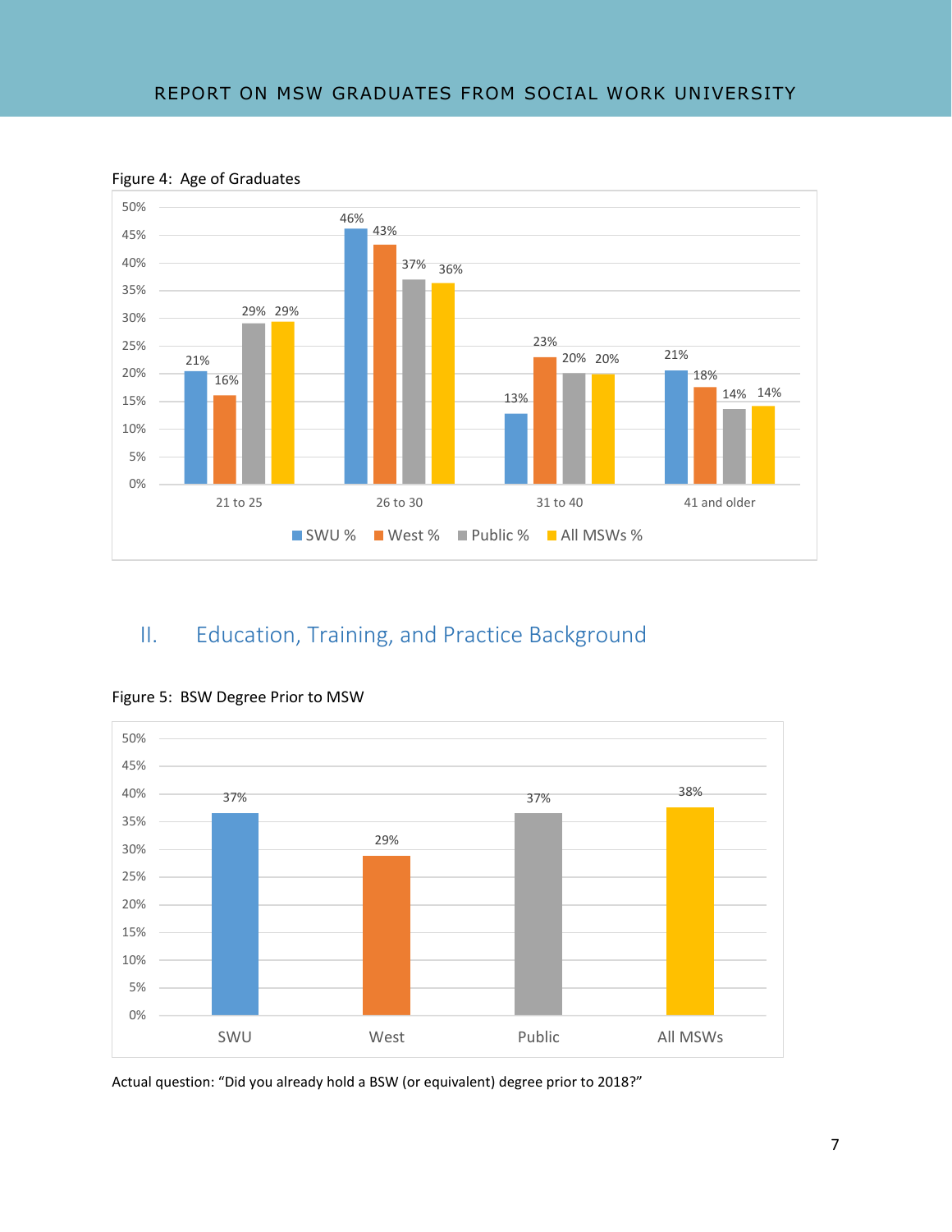Figure 4: Age of Graduates

| Age | SWU % | West % | Public % | All MSWs % |
|---|---|---|---|---|
| 21 to 25 | 21% | 16% | 29% | 29% |
| 26 to 30 | 46% | 43% | 37% | 36% |
| 31 to 40 | 13% | 23% | 20% | 20% |
| 41 and older | 21% | 18% | 14% | 14% |

## II. Education, Training, and Practice Background

Figure 5: BSW Degree Prior to MSW

| SWU | West | Public | All MSWs |
|---|---|---|---|
| 37% | 29% | 37% | 38% |

Actual question: "Did you already hold a BSW (or equivalent) degree prior to 2018?"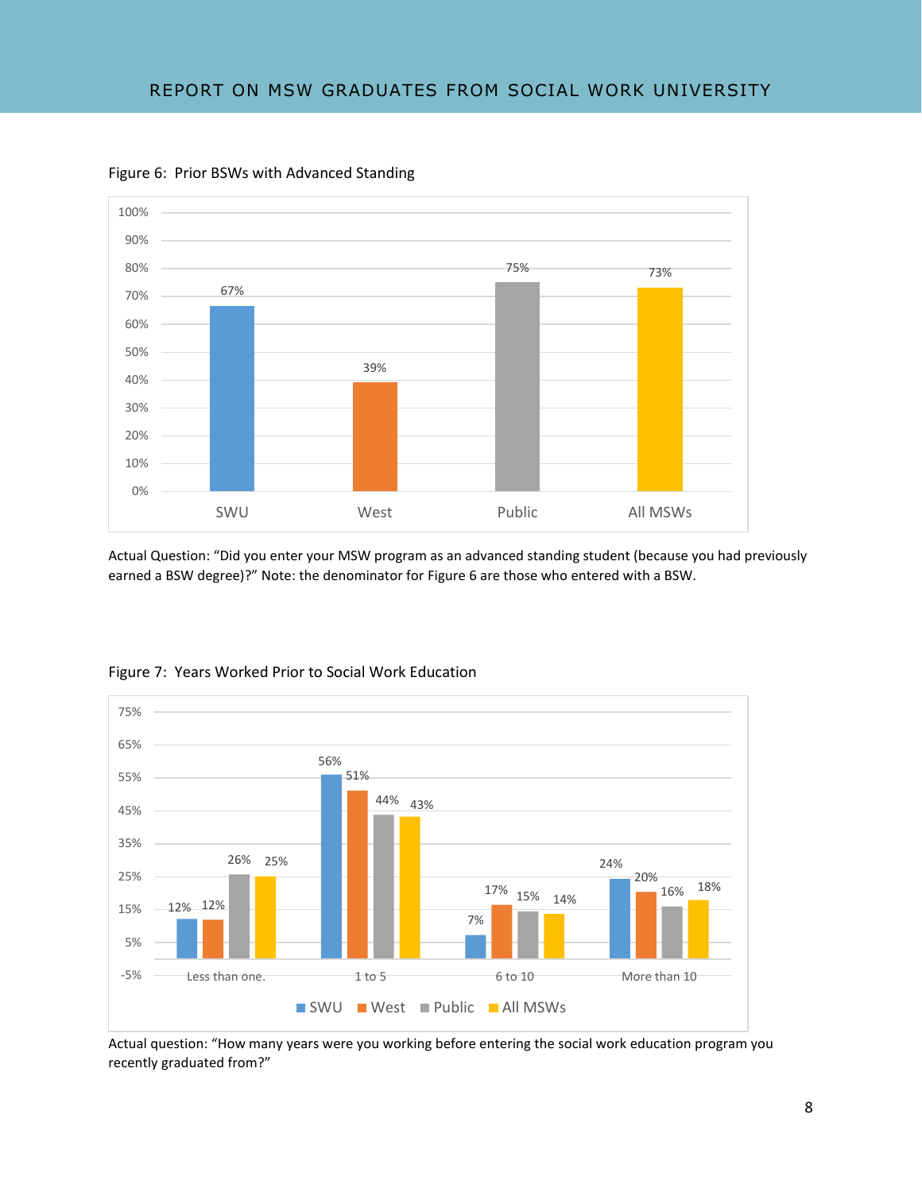Figure 6: Prior BSWs with Advanced Standing

| | SWU | West | Public | All MSWs |
|---|---|---|---|---|
| Advanced Standing | 67% | 39% | 75% | 73% |

Actual Question: "Did you enter your MSW program as an advanced standing student (because you had previously earned a BSW degree)?" Note: the denominator for Figure 6 are those who entered with a BSW.

Figure 7: Years Worked Prior to Social Work Education

| | SWU | West | Public | All MSWs |
|---|---|---|---|---|
| Less than one. | 12% | 12% | 26% | 25% |
| 1 to 5 | 56% | 51% | 44% | 43% |
| 6 to 10 | 7% | 17% | 15% | 14% |
| More than 10 | 24% | 20% | 16% | 18% |

Actual question: "How many years were you working before entering the social work education program you recently graduated from?"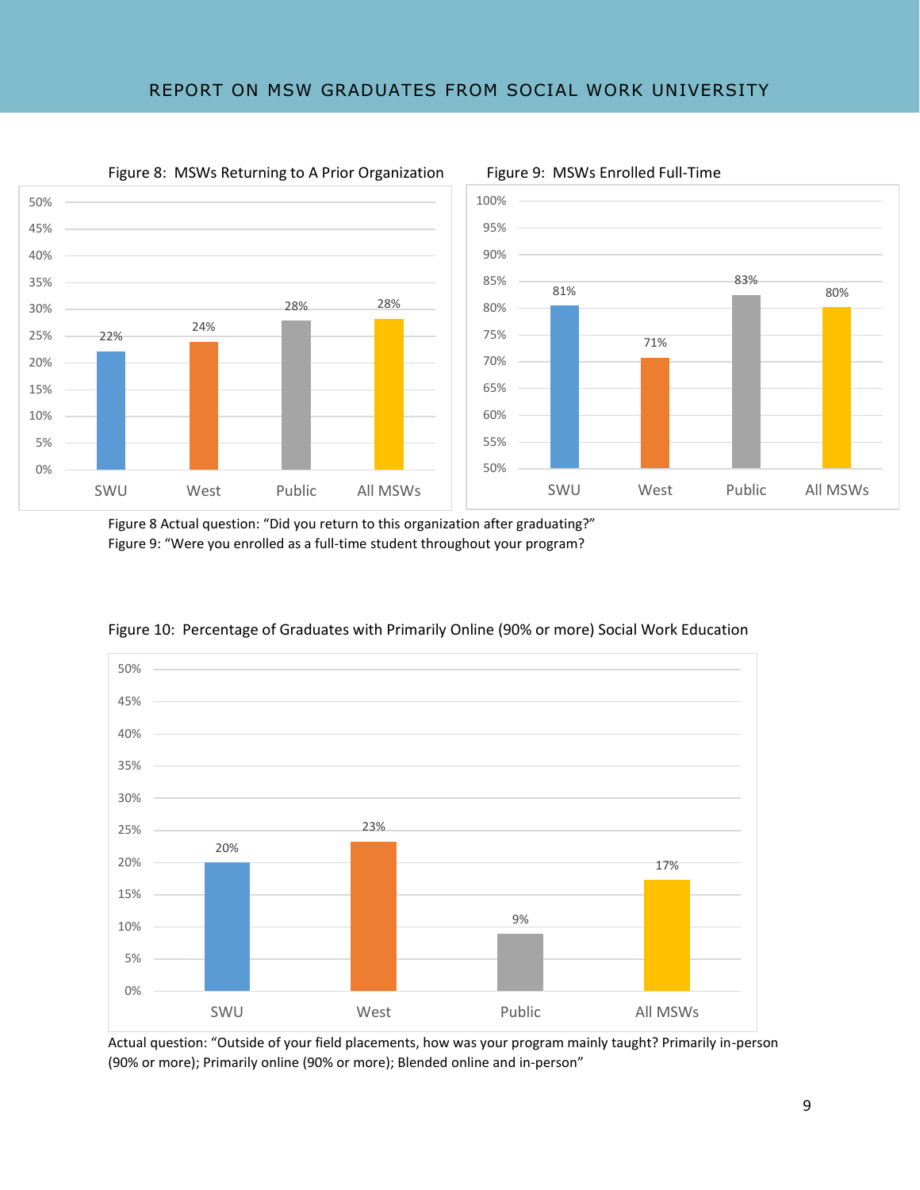Figure 8: MSWs Returning to A Prior Organization

| | SWU | West | Public | All MSWs |
|---|---|---|---|---|
| Returned to prior organization | 22% | 24% | 28% | 28% |

Figure 9: MSWs Enrolled Full-Time

| | SWU | West | Public | All MSWs |
|---|---|---|---|---|
| Enrolled full-time | 81% | 71% | 83% | 80% |

Figure 8 Actual question: "Did you return to this organization after graduating?"
Figure 9: "Were you enrolled as a full-time student throughout your program?

Figure 10: Percentage of Graduates with Primarily Online (90% or more) Social Work Education

| | SWU | West | Public | All MSWs |
|---|---|---|---|---|
| Primarily online | 20% | 23% | 9% | 17% |

Actual question: "Outside of your field placements, how was your program mainly taught? Primarily in-person (90% or more); Primarily online (90% or more); Blended online and in-person"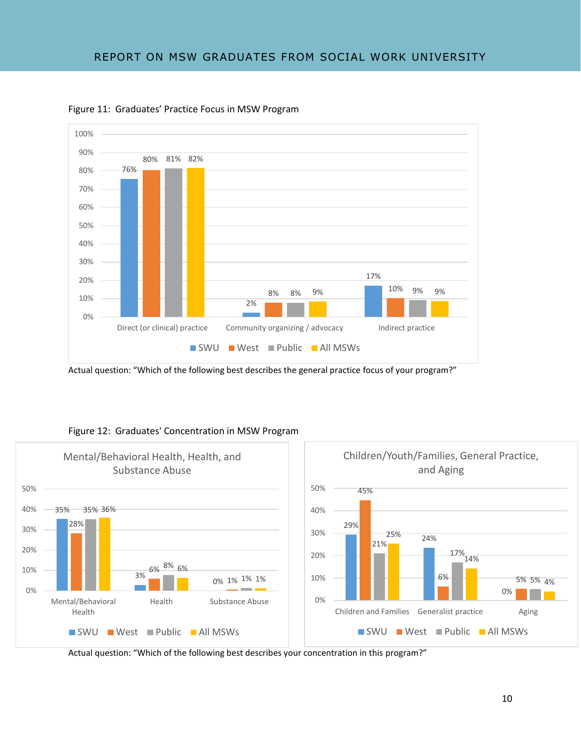Figure 11: Graduates' Practice Focus in MSW Program

| | SWU | West | Public | All MSWs |
|---|---|---|---|---|
| Direct (or clinical) practice | 76% | 80% | 81% | 82% |
| Community organizing / advocacy | 2% | 8% | 8% | 9% |
| Indirect practice | 17% | 10% | 9% | 9% |

Actual question: "Which of the following best describes the general practice focus of your program?"

Figure 12: Graduates' Concentration in MSW Program

Mental/Behavioral Health, Health, and Substance Abuse

| | SWU | West | Public | All MSWs |
|---|---|---|---|---|
| Mental/Behavioral Health | 35% | 28% | 35% | 36% |
| Health | 3% | 6% | 8% | 6% |
| Substance Abuse | 0% | 1% | 1% | 1% |

Children/Youth/Families, General Practice, and Aging

| | SWU | West | Public | All MSWs |
|---|---|---|---|---|
| Children and Families | 29% | 45% | 21% | 25% |
| Generalist practice | 24% | 6% | 17% | 14% |
| Aging | 0% | 5% | 5% | 4% |

Actual question: "Which of the following best describes your concentration in this program?"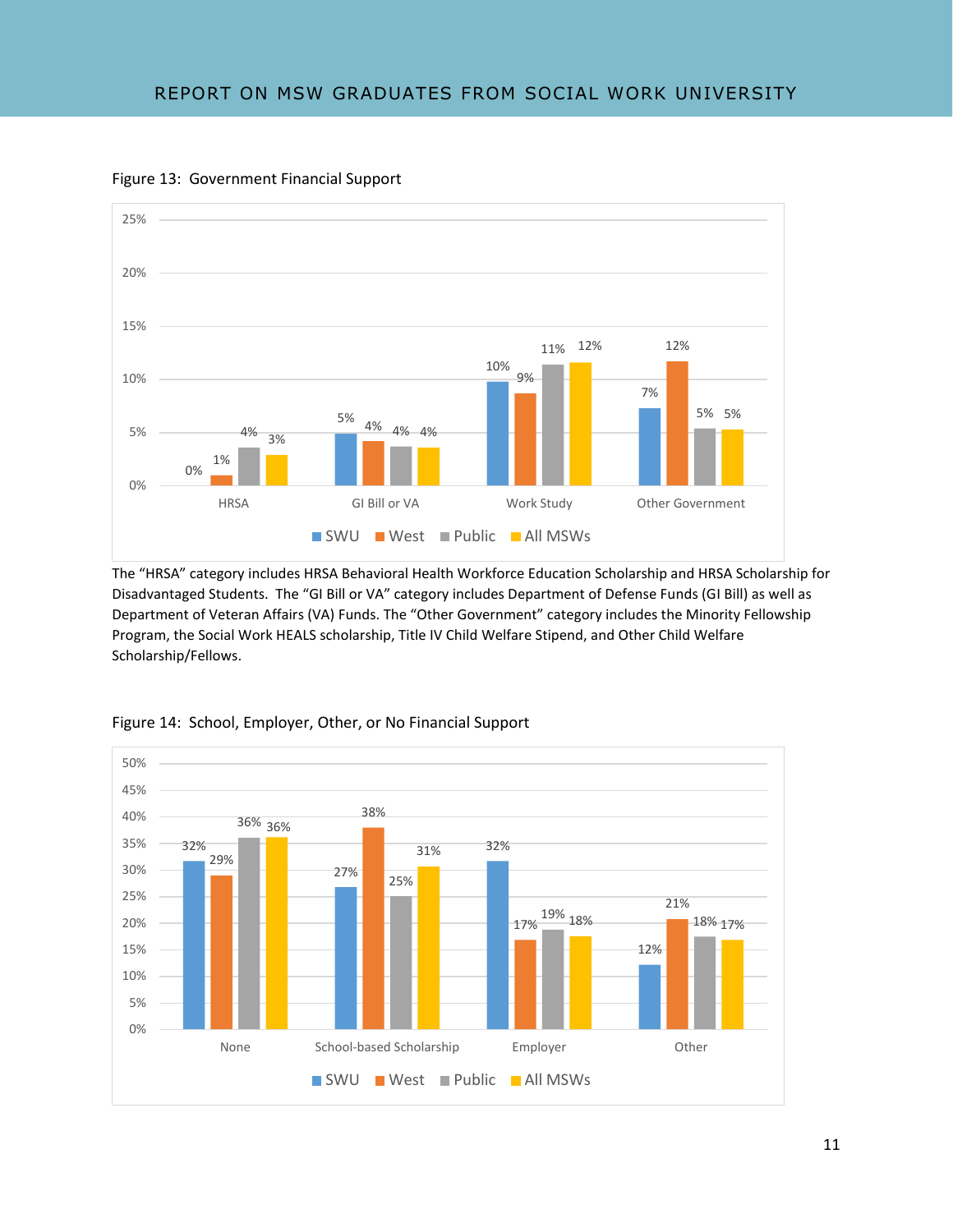Figure 13: Government Financial Support

| | SWU | West | Public | All MSWs |
|---|---|---|---|---|
| HRSA | 0% | 1% | 4% | 3% |
| GI Bill or VA | 5% | 4% | 4% | 4% |
| Work Study | 10% | 9% | 11% | 12% |
| Other Government | 7% | 12% | 5% | 5% |

The "HRSA" category includes HRSA Behavioral Health Workforce Education Scholarship and HRSA Scholarship for Disadvantaged Students. The "GI Bill or VA" category includes Department of Defense Funds (GI Bill) as well as Department of Veteran Affairs (VA) Funds. The "Other Government" category includes the Minority Fellowship Program, the Social Work HEALS scholarship, Title IV Child Welfare Stipend, and Other Child Welfare Scholarship/Fellows.

Figure 14: School, Employer, Other, or No Financial Support

| | SWU | West | Public | All MSWs |
|---|---|---|---|---|
| None | 32% | 29% | 36% | 36% |
| School-based Scholarship | 27% | 38% | 25% | 31% |
| Employer | 32% | 17% | 19% | 18% |
| Other | 12% | 21% | 18% | 17% |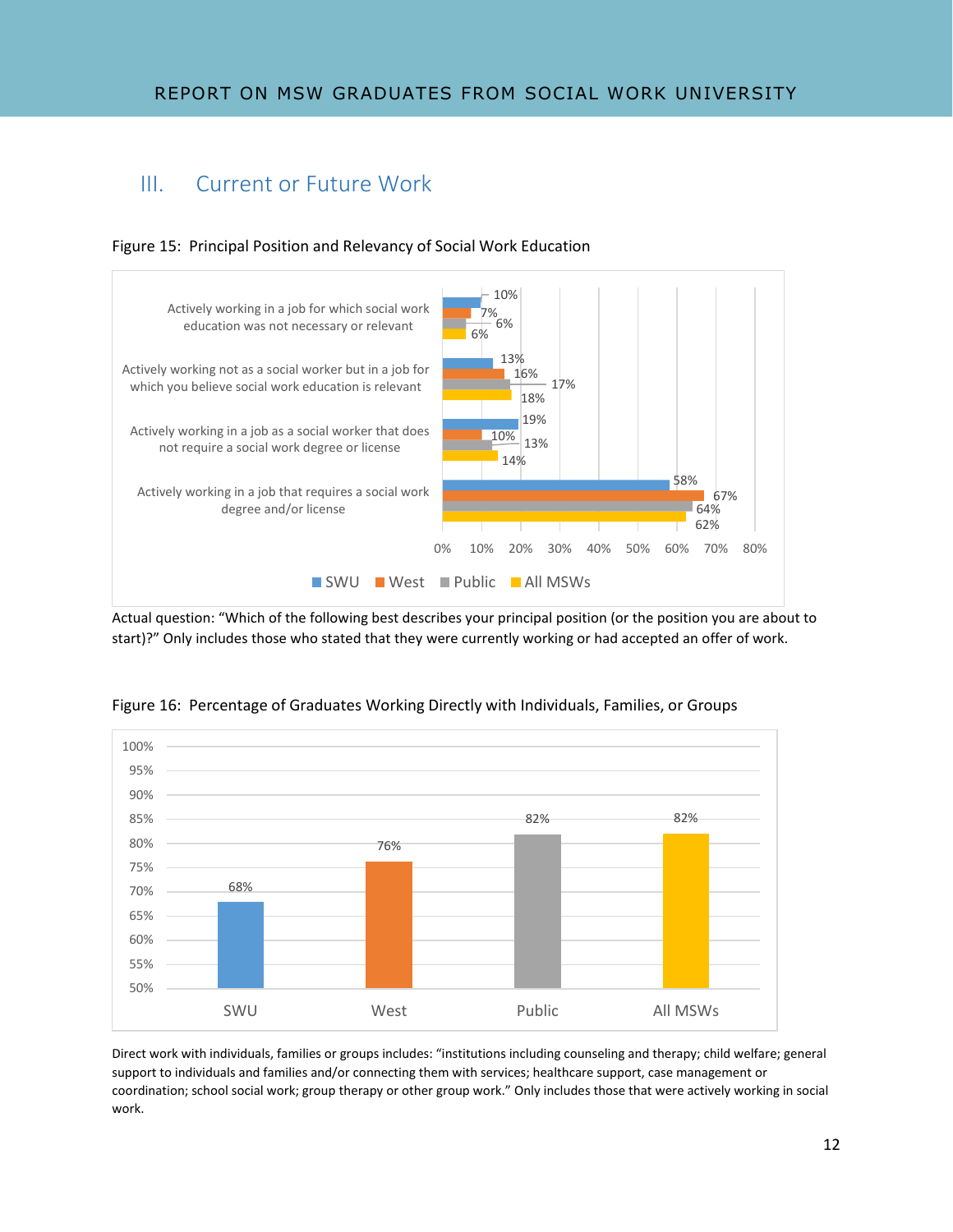## III. Current or Future Work

Figure 15: Principal Position and Relevancy of Social Work Education

| | SWU | West | Public | All MSWs |
|---|---|---|---|---|
| Actively working in a job for which social work education was not necessary or relevant | 10% | 7% | 6% | 6% |
| Actively working not as a social worker but in a job for which you believe social work education is relevant | 13% | 16% | 17% | 18% |
| Actively working in a job as a social worker that does not require a social work degree or license | 19% | 10% | 13% | 14% |
| Actively working in a job that requires a social work degree and/or license | 58% | 67% | 64% | 62% |

Actual question: "Which of the following best describes your principal position (or the position you are about to start)?" Only includes those who stated that they were currently working or had accepted an offer of work.

Figure 16: Percentage of Graduates Working Directly with Individuals, Families, or Groups

| SWU | West | Public | All MSWs |
|---|---|---|---|
| 68% | 76% | 82% | 82% |

Direct work with individuals, families or groups includes: "institutions including counseling and therapy; child welfare; general support to individuals and families and/or connecting them with services; healthcare support, case management or coordination; school social work; group therapy or other group work." Only includes those that were actively working in social work.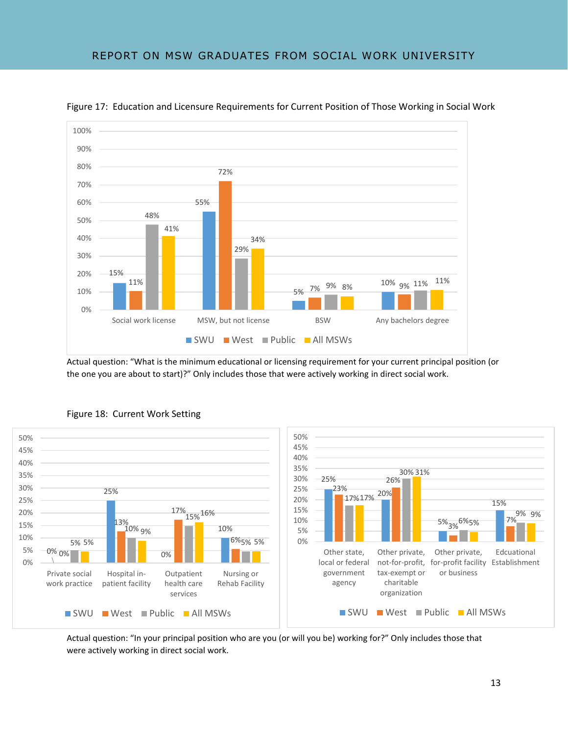Figure 17: Education and Licensure Requirements for Current Position of Those Working in Social Work

| | SWU | West | Public | All MSWs |
|---|---|---|---|---|
| Social work license | 15% | 11% | 48% | 41% |
| MSW, but not license | 55% | 72% | 29% | 34% |
| BSW | 5% | 7% | 9% | 8% |
| Any bachelors degree | 10% | 9% | 11% | 11% |

Actual question: "What is the minimum educational or licensing requirement for your current principal position (or the one you are about to start)?" Only includes those that were actively working in direct social work.

Figure 18: Current Work Setting

| | SWU | West | Public | All MSWs |
|---|---|---|---|---|
| Private social work practice | 0% | 0% | 5% | 5% |
| Hospital in-patient facility | 25% | 13% | 10% | 9% |
| Outpatient health care services | 0% | 17% | 15% | 16% |
| Nursing or Rehab Facility | 10% | 6% | 5% | 5% |
| Other state, local or federal government agency | 25% | 23% | 17% | 17% |
| Other private, not-for-profit, tax-exempt or charitable organization | 20% | 26% | 30% | 31% |
| Other private, for-profit facility or business | 5% | 3% | 6% | 5% |
| Edcuational Establishment | 15% | 7% | 9% | 9% |

Actual question: "In your principal position who are you (or will you be) working for?" Only includes those that were actively working in direct social work.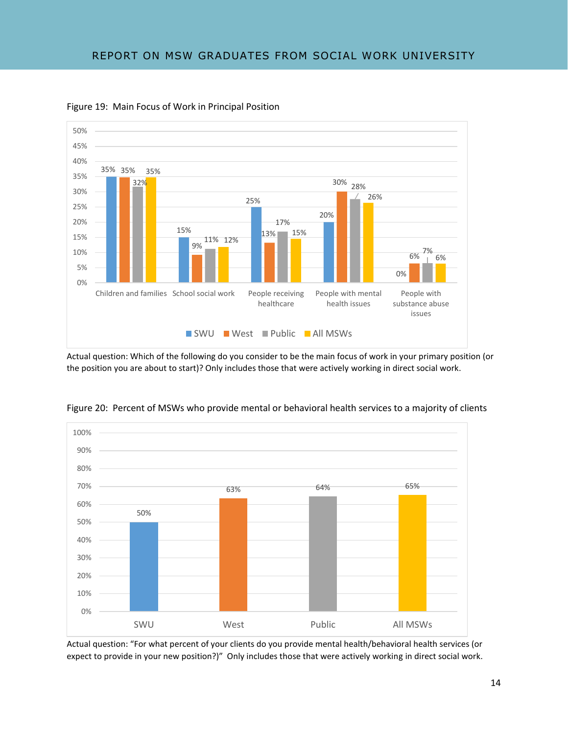Figure 19: Main Focus of Work in Principal Position

| | SWU | West | Public | All MSWs |
|---|---|---|---|---|
| Children and families | 35% | 35% | 32% | 35% |
| School social work | 15% | 9% | 11% | 12% |
| People receiving healthcare | 25% | 13% | 17% | 15% |
| People with mental health issues | 20% | 30% | 28% | 26% |
| People with substance abuse issues | 0% | 6% | 7% | 6% |

Actual question: Which of the following do you consider to be the main focus of work in your primary position (or the position you are about to start)? Only includes those that were actively working in direct social work.

Figure 20: Percent of MSWs who provide mental or behavioral health services to a majority of clients

| SWU | West | Public | All MSWs |
|---|---|---|---|
| 50% | 63% | 64% | 65% |

Actual question: "For what percent of your clients do you provide mental health/behavioral health services (or expect to provide in your new position?)" Only includes those that were actively working in direct social work.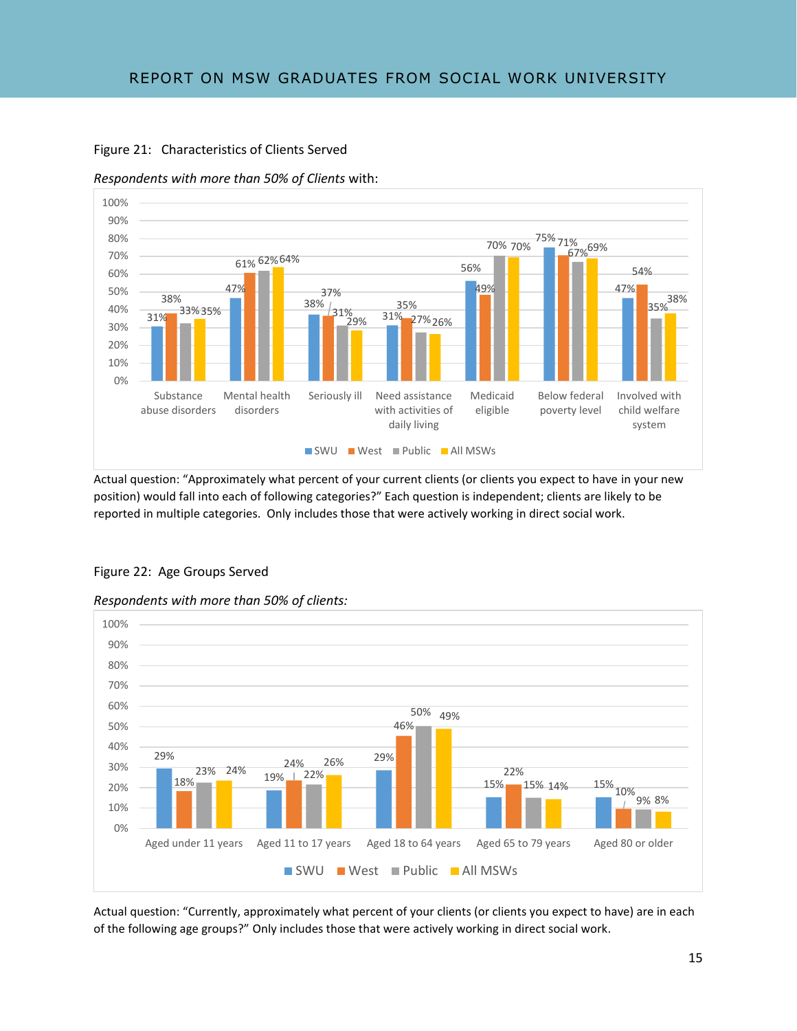Figure 21: Characteristics of Clients Served

*Respondents with more than 50% of Clients* with:

| | SWU | West | Public | All MSWs |
|---|---|---|---|---|
| Substance abuse disorders | 31% | 38% | 33% | 35% |
| Mental health disorders | 47% | 61% | 62% | 64% |
| Seriously ill | 38% | 37% | 31% | 29% |
| Need assistance with activities of daily living | 31% | 35% | 27% | 26% |
| Medicaid eligible | 56% | 49% | 70% | 70% |
| Below federal poverty level | 75% | 71% | 67% | 69% |
| Involved with child welfare system | 47% | 54% | 35% | 38% |

Actual question: "Approximately what percent of your current clients (or clients you expect to have in your new position) would fall into each of following categories?" Each question is independent; clients are likely to be reported in multiple categories. Only includes those that were actively working in direct social work.

Figure 22: Age Groups Served

*Respondents with more than 50% of clients:*

| | SWU | West | Public | All MSWs |
|---|---|---|---|---|
| Aged under 11 years | 29% | 18% | 23% | 24% |
| Aged 11 to 17 years | 19% | 24% | 22% | 26% |
| Aged 18 to 64 years | 29% | 46% | 50% | 49% |
| Aged 65 to 79 years | 15% | 22% | 15% | 14% |
| Aged 80 or older | 15% | 10% | 9% | 8% |

Actual question: "Currently, approximately what percent of your clients (or clients you expect to have) are in each of the following age groups?" Only includes those that were actively working in direct social work.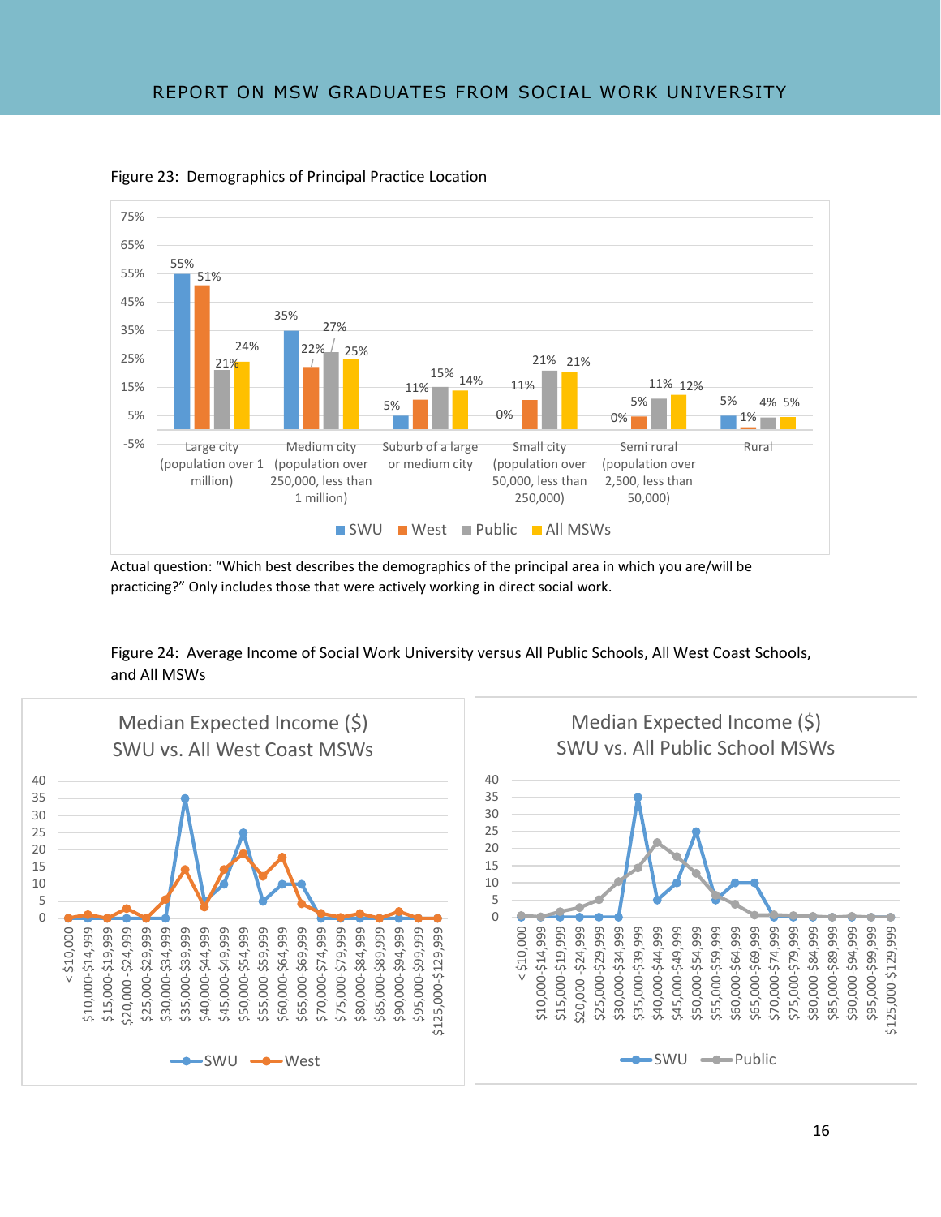Figure 23: Demographics of Principal Practice Location

| | SWU | West | Public | All MSWs |
| --- | --- | --- | --- | --- |
| Large city (population over 1 million) | 55% | 51% | 21% | 24% |
| Medium city (population over 250,000, less than 1 million) | 35% | 22% | 27% | 25% |
| Suburb of a large or medium city | 5% | 11% | 15% | 14% |
| Small city (population over 50,000, less than 250,000) | 0% | 11% | 21% | 21% |
| Semi rural (population over 2,500, less than 50,000) | 0% | 5% | 11% | 12% |
| Rural | 5% | 1% | 4% | 5% |

Actual question: "Which best describes the demographics of the principal area in which you are/will be practicing?" Only includes those that were actively working in direct social work.

Figure 24: Average Income of Social Work University versus All Public Schools, All West Coast Schools, and All MSWs

**Median Expected Income ($) SWU vs. All West Coast MSWs**

**Median Expected Income ($) SWU vs. All Public School MSWs**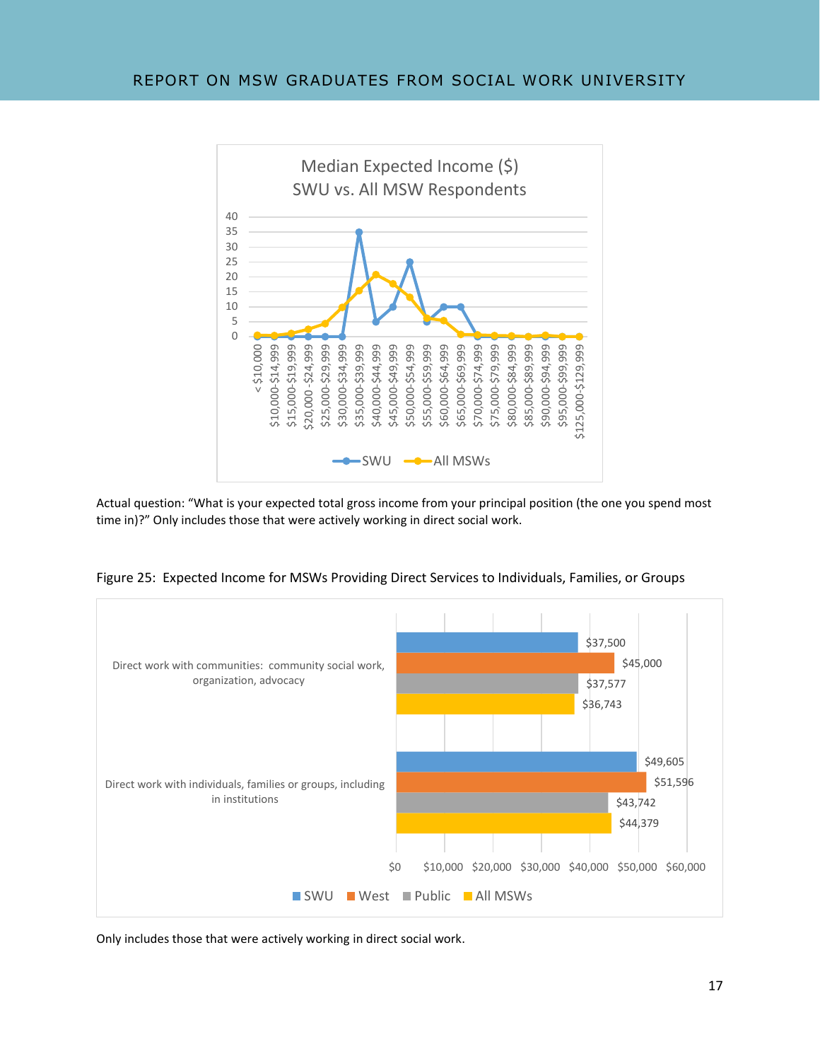Median Expected Income ($)
SWU vs. All MSW Respondents

Actual question: "What is your expected total gross income from your principal position (the one you spend most time in)?" Only includes those that were actively working in direct social work.

Figure 25: Expected Income for MSWs Providing Direct Services to Individuals, Families, or Groups

| | SWU | West | Public | All MSWs |
|---|---|---|---|---|
| Direct work with communities: community social work, organization, advocacy | $37,500 | $45,000 | $37,577 | $36,743 |
| Direct work with individuals, families or groups, including in institutions | $49,605 | $51,596 | $43,742 | $44,379 |

Only includes those that were actively working in direct social work.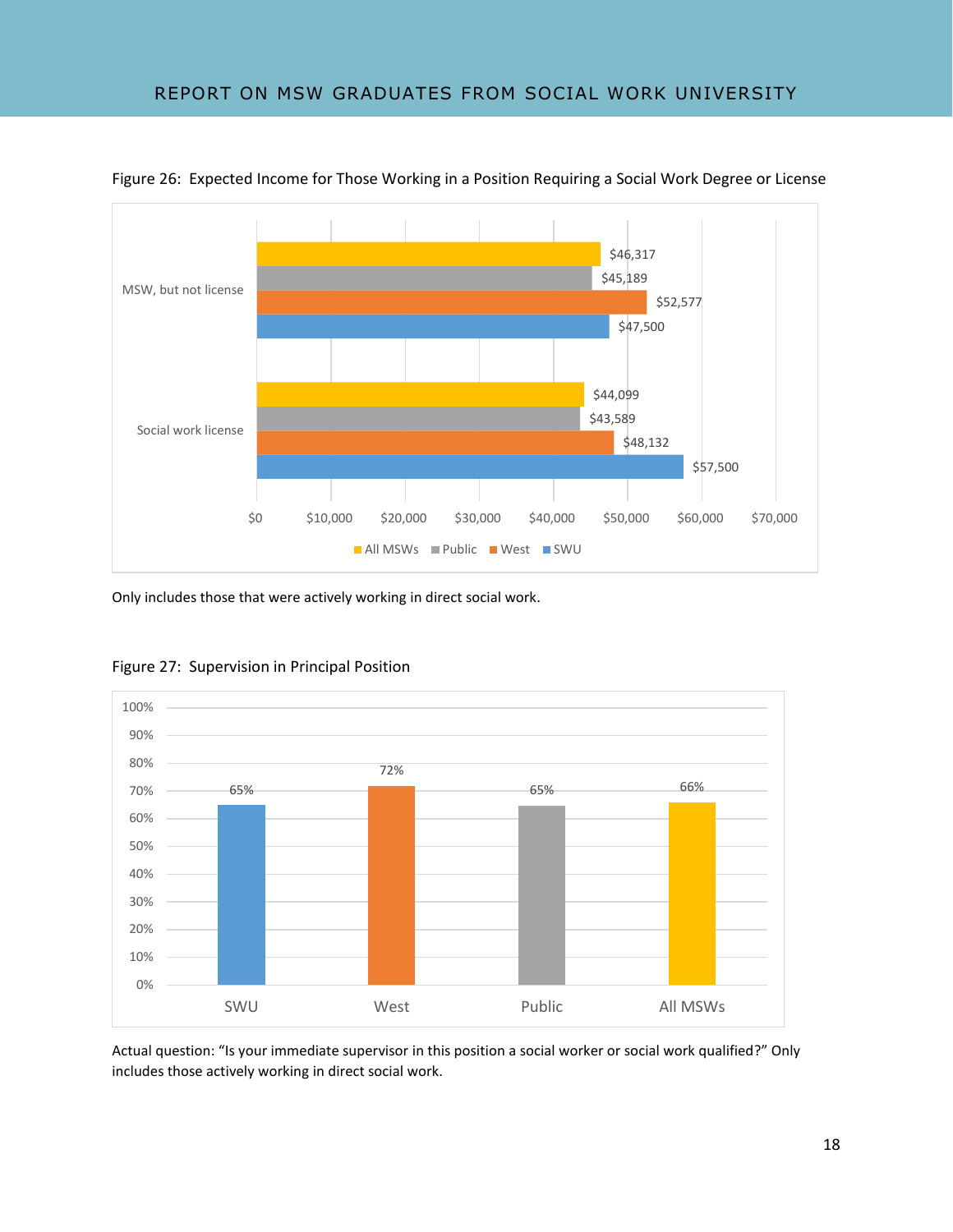Figure 26: Expected Income for Those Working in a Position Requiring a Social Work Degree or License

| | All MSWs | Public | West | SWU |
|---|---|---|---|---|
| MSW, but not license | $46,317 | $45,189 | $52,577 | $47,500 |
| Social work license | $44,099 | $43,589 | $48,132 | $57,500 |

Only includes those that were actively working in direct social work.

Figure 27: Supervision in Principal Position

| SWU | West | Public | All MSWs |
|---|---|---|---|
| 65% | 72% | 65% | 66% |

Actual question: "Is your immediate supervisor in this position a social worker or social work qualified?" Only includes those actively working in direct social work.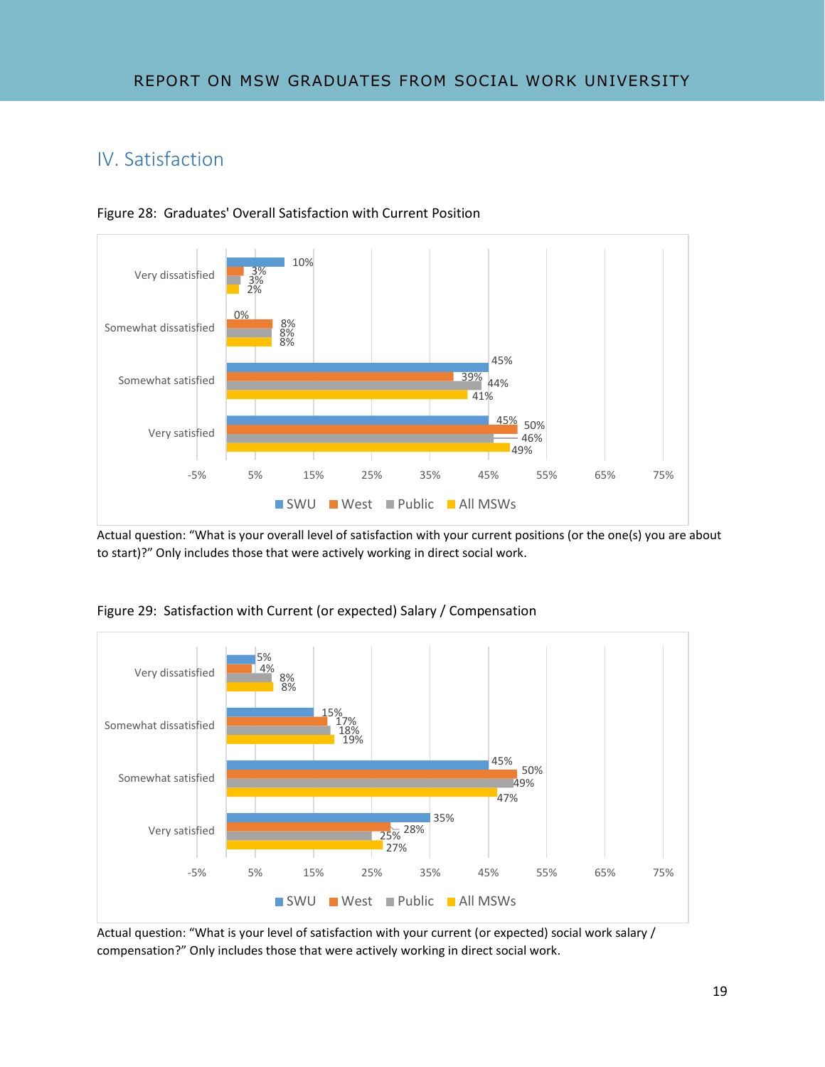## IV. Satisfaction

Figure 28: Graduates' Overall Satisfaction with Current Position

| | SWU | West | Public | All MSWs |
|---|---|---|---|---|
| Very dissatisfied | 10% | 3% | 3% | 2% |
| Somewhat dissatisfied | 0% | 8% | 8% | 8% |
| Somewhat satisfied | 45% | 39% | 44% | 41% |
| Very satisfied | 45% | 50% | 46% | 49% |

Actual question: "What is your overall level of satisfaction with your current positions (or the one(s) you are about to start)?" Only includes those that were actively working in direct social work.

Figure 29: Satisfaction with Current (or expected) Salary / Compensation

| | SWU | West | Public | All MSWs |
|---|---|---|---|---|
| Very dissatisfied | 5% | 4% | 8% | 8% |
| Somewhat dissatisfied | 15% | 17% | 18% | 19% |
| Somewhat satisfied | 45% | 50% | 49% | 47% |
| Very satisfied | 35% | 28% | 25% | 27% |

Actual question: "What is your level of satisfaction with your current (or expected) social work salary / compensation?" Only includes those that were actively working in direct social work.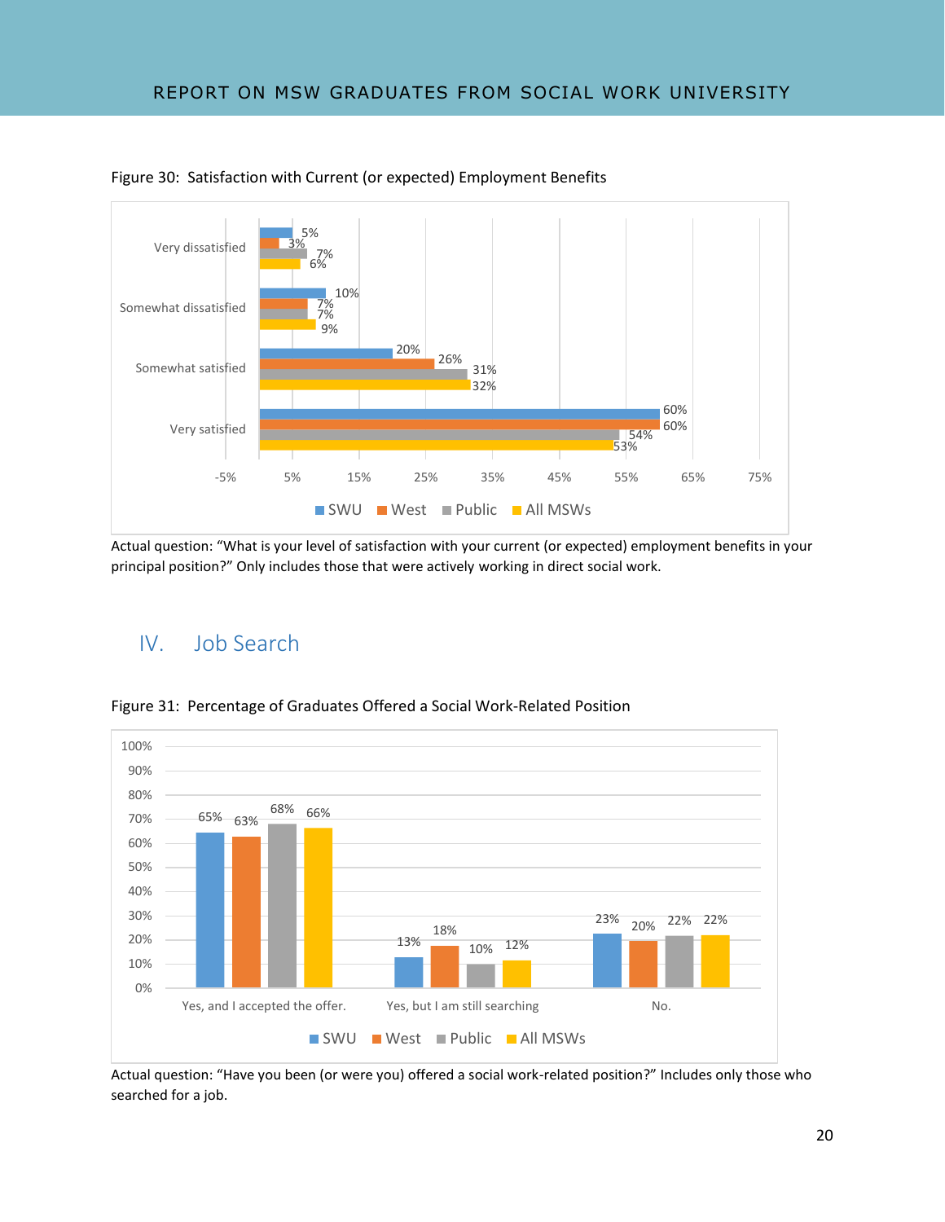Figure 30: Satisfaction with Current (or expected) Employment Benefits

| | SWU | West | Public | All MSWs |
|---|---|---|---|---|
| Very dissatisfied | 5% | 3% | 7% | 6% |
| Somewhat dissatisfied | 10% | 7% | 7% | 9% |
| Somewhat satisfied | 20% | 26% | 31% | 32% |
| Very satisfied | 60% | 60% | 54% | 53% |

Actual question: "What is your level of satisfaction with your current (or expected) employment benefits in your principal position?" Only includes those that were actively working in direct social work.

## IV. Job Search

Figure 31: Percentage of Graduates Offered a Social Work-Related Position

| | SWU | West | Public | All MSWs |
|---|---|---|---|---|
| Yes, and I accepted the offer. | 65% | 63% | 68% | 66% |
| Yes, but I am still searching | 13% | 18% | 10% | 12% |
| No. | 23% | 20% | 22% | 22% |

Actual question: "Have you been (or were you) offered a social work-related position?" Includes only those who searched for a job.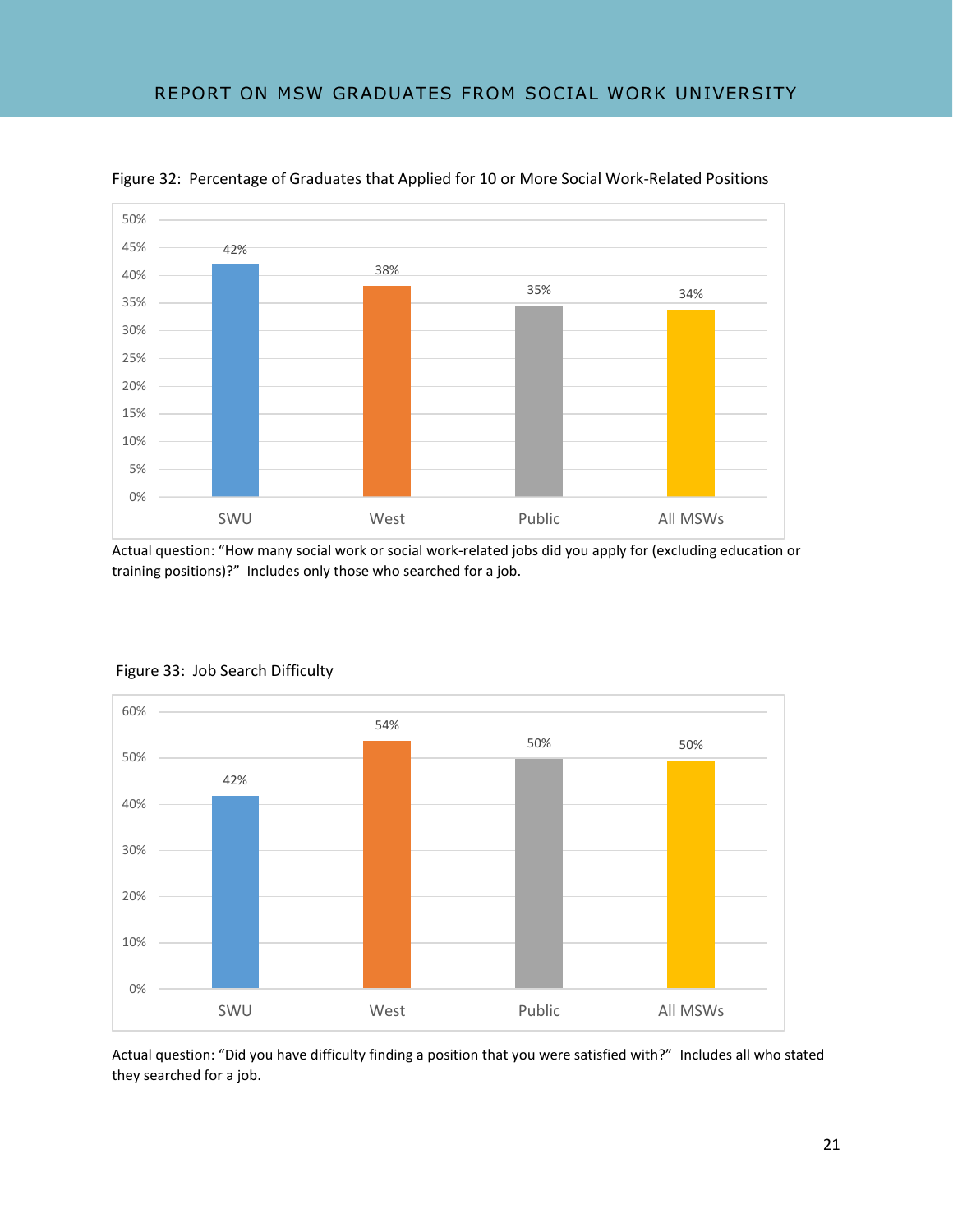Figure 32: Percentage of Graduates that Applied for 10 or More Social Work-Related Positions

| | SWU | West | Public | All MSWs |
|---|---|---|---|---|
| Percentage | 42% | 38% | 35% | 34% |

Actual question: “How many social work or social work-related jobs did you apply for (excluding education or training positions)?” Includes only those who searched for a job.

Figure 33: Job Search Difficulty

| | SWU | West | Public | All MSWs |
|---|---|---|---|---|
| Percentage | 42% | 54% | 50% | 50% |

Actual question: “Did you have difficulty finding a position that you were satisfied with?” Includes all who stated they searched for a job.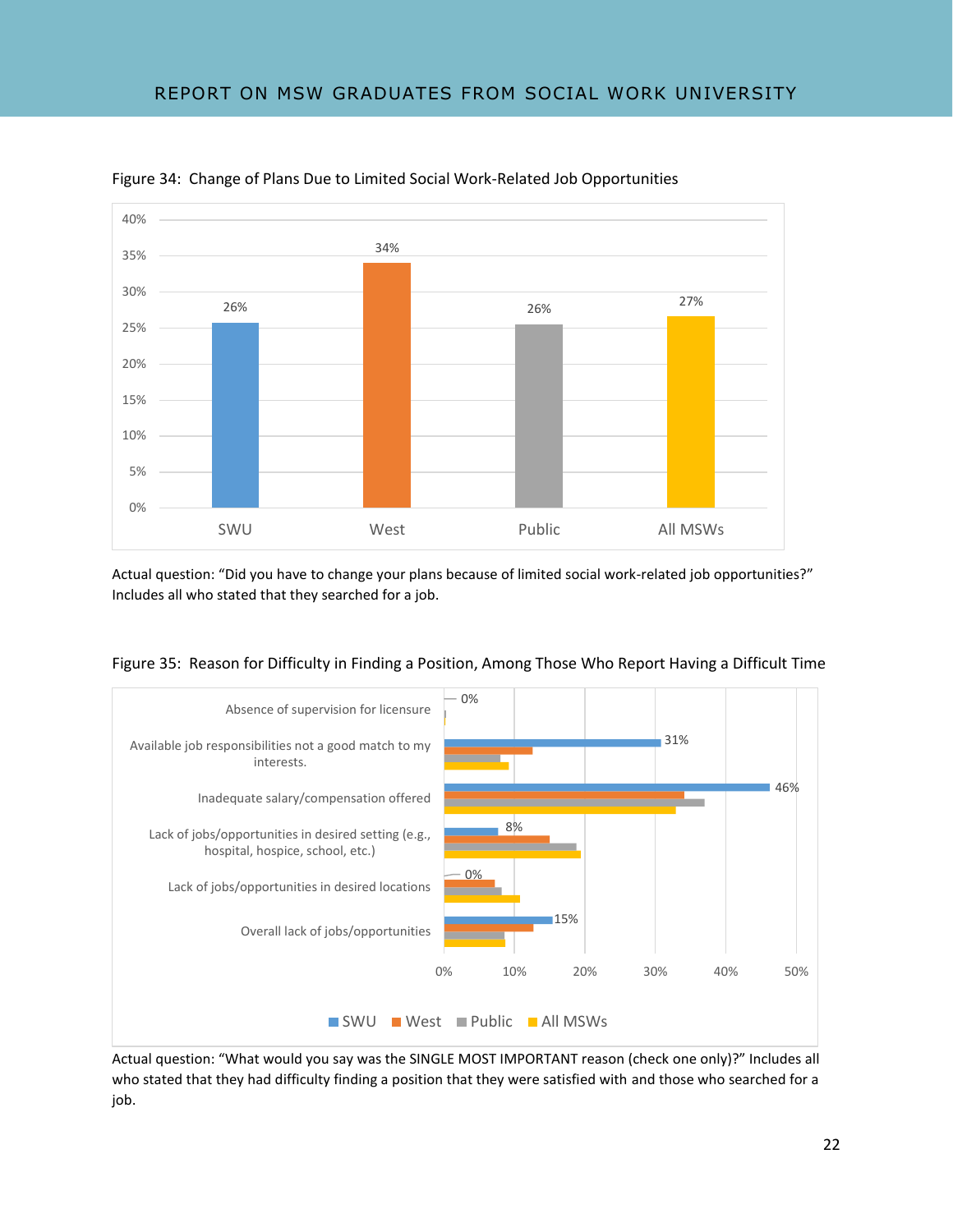Figure 34: Change of Plans Due to Limited Social Work-Related Job Opportunities

| | SWU | West | Public | All MSWs |
|---|---|---|---|---|
| Changed plans | 26% | 34% | 26% | 27% |

Actual question: "Did you have to change your plans because of limited social work-related job opportunities?" Includes all who stated that they searched for a job.

Figure 35: Reason for Difficulty in Finding a Position, Among Those Who Report Having a Difficult Time

| Reason | SWU |
|---|---|
| Absence of supervision for licensure | 0% |
| Available job responsibilities not a good match to my interests. | 31% |
| Inadequate salary/compensation offered | 46% |
| Lack of jobs/opportunities in desired setting (e.g., hospital, hospice, school, etc.) | 8% |
| Lack of jobs/opportunities in desired locations | 0% |
| Overall lack of jobs/opportunities | 15% |

Legend: SWU, West, Public, All MSWs

Actual question: "What would you say was the SINGLE MOST IMPORTANT reason (check one only)?" Includes all who stated that they had difficulty finding a position that they were satisfied with and those who searched for a job.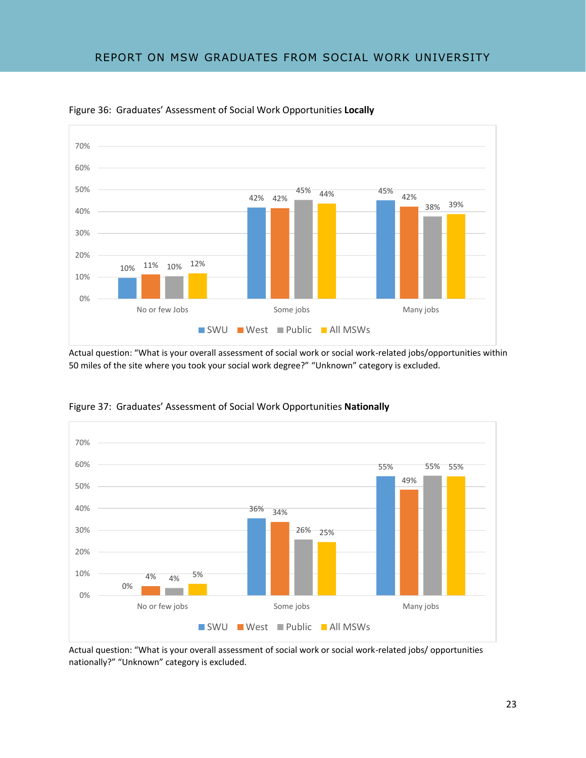Figure 36: Graduates' Assessment of Social Work Opportunities **Locally**

| | SWU | West | Public | All MSWs |
|---|---|---|---|---|
| No or few Jobs | 10% | 11% | 10% | 12% |
| Some jobs | 42% | 42% | 45% | 44% |
| Many jobs | 45% | 42% | 38% | 39% |

Actual question: "What is your overall assessment of social work or social work-related jobs/opportunities within 50 miles of the site where you took your social work degree?" "Unknown" category is excluded.

Figure 37: Graduates' Assessment of Social Work Opportunities **Nationally**

| | SWU | West | Public | All MSWs |
|---|---|---|---|---|
| No or few jobs | 0% | 4% | 4% | 5% |
| Some jobs | 36% | 34% | 26% | 25% |
| Many jobs | 55% | 49% | 55% | 55% |

Actual question: "What is your overall assessment of social work or social work-related jobs/ opportunities nationally?" "Unknown" category is excluded.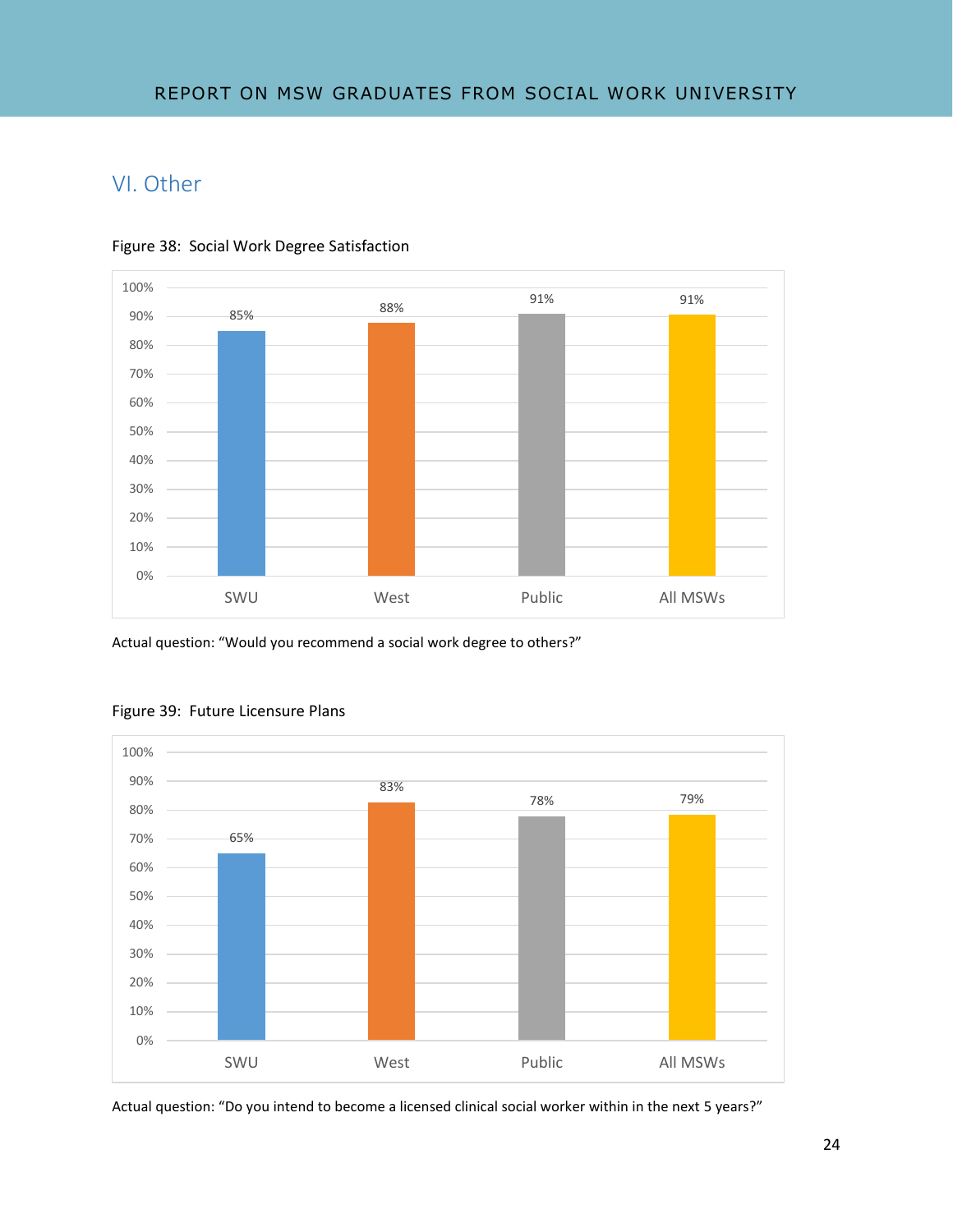## VI. Other

Figure 38: Social Work Degree Satisfaction

| | SWU | West | Public | All MSWs |
|---|---|---|---|---|
| Satisfaction | 85% | 88% | 91% | 91% |

Actual question: "Would you recommend a social work degree to others?"

Figure 39: Future Licensure Plans

| | SWU | West | Public | All MSWs |
|---|---|---|---|---|
| Licensure Plans | 65% | 83% | 78% | 79% |

Actual question: "Do you intend to become a licensed clinical social worker within in the next 5 years?"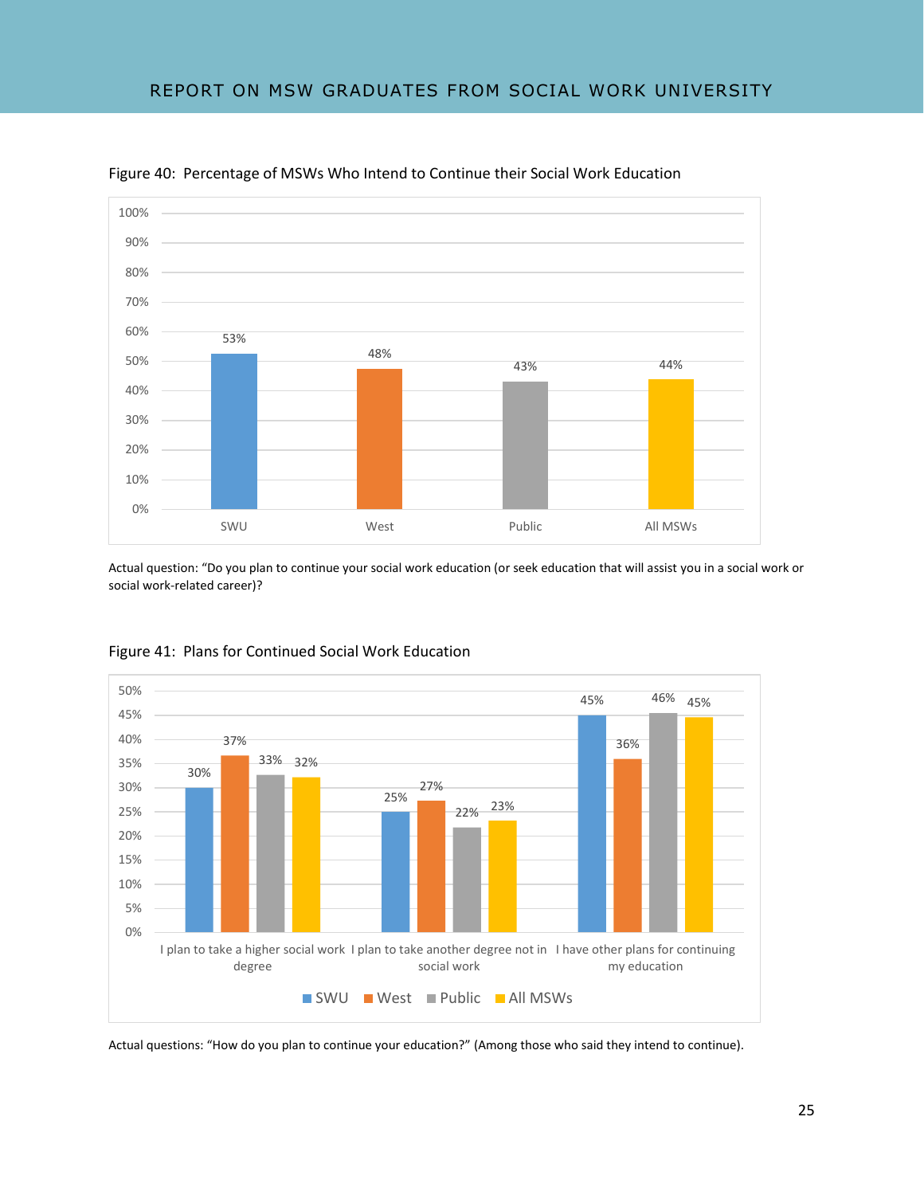Figure 40: Percentage of MSWs Who Intend to Continue their Social Work Education

| | SWU | West | Public | All MSWs |
|---|---|---|---|---|
| Intend to continue | 53% | 48% | 43% | 44% |

Actual question: "Do you plan to continue your social work education (or seek education that will assist you in a social work or social work-related career)?

Figure 41: Plans for Continued Social Work Education

| | SWU | West | Public | All MSWs |
|---|---|---|---|---|
| I plan to take a higher social work degree | 30% | 37% | 33% | 32% |
| I plan to take another degree not in social work | 25% | 27% | 22% | 23% |
| I have other plans for continuing my education | 45% | 36% | 46% | 45% |

Actual questions: "How do you plan to continue your education?" (Among those who said they intend to continue).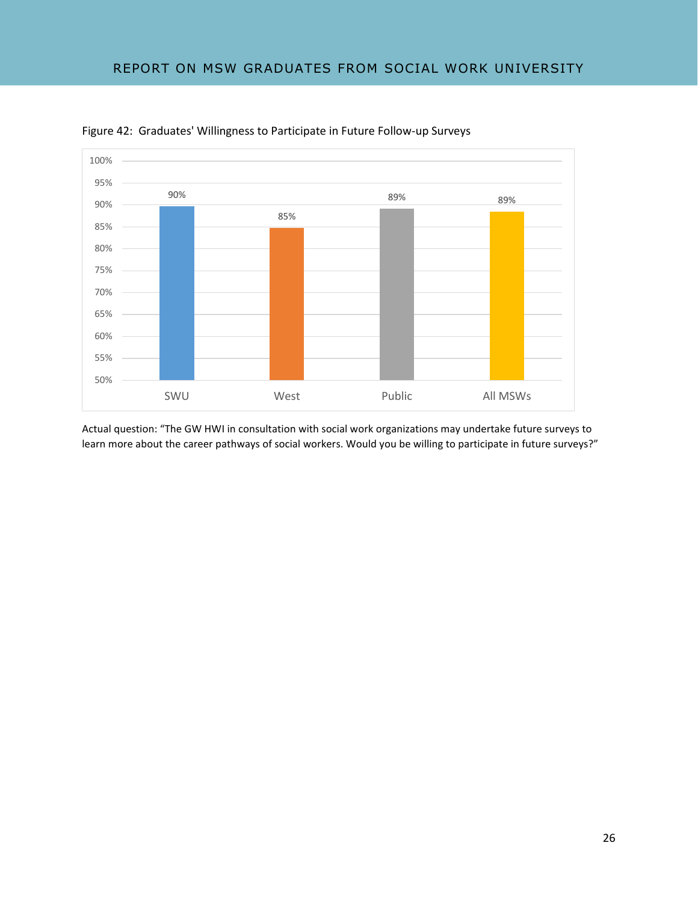Figure 42: Graduates' Willingness to Participate in Future Follow-up Surveys

| | SWU | West | Public | All MSWs |
|---|---|---|---|---|
| Willing to participate | 90% | 85% | 89% | 89% |

Actual question: "The GW HWI in consultation with social work organizations may undertake future surveys to learn more about the career pathways of social workers. Would you be willing to participate in future surveys?"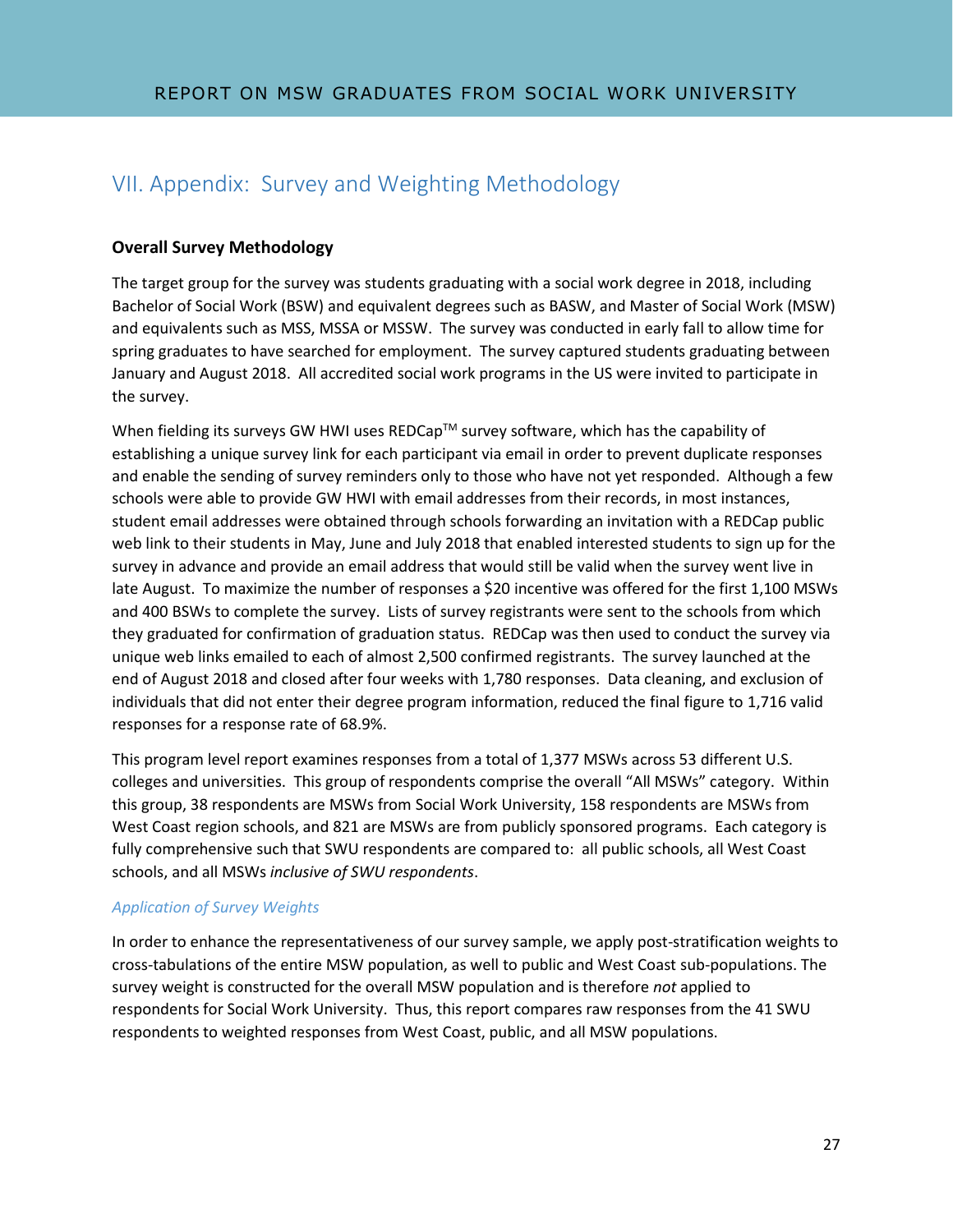# VII. Appendix: Survey and Weighting Methodology

**Overall Survey Methodology**

The target group for the survey was students graduating with a social work degree in 2018, including Bachelor of Social Work (BSW) and equivalent degrees such as BASW, and Master of Social Work (MSW) and equivalents such as MSS, MSSA or MSSW. The survey was conducted in early fall to allow time for spring graduates to have searched for employment. The survey captured students graduating between January and August 2018. All accredited social work programs in the US were invited to participate in the survey.

When fielding its surveys GW HWI uses REDCap™ survey software, which has the capability of establishing a unique survey link for each participant via email in order to prevent duplicate responses and enable the sending of survey reminders only to those who have not yet responded. Although a few schools were able to provide GW HWI with email addresses from their records, in most instances, student email addresses were obtained through schools forwarding an invitation with a REDCap public web link to their students in May, June and July 2018 that enabled interested students to sign up for the survey in advance and provide an email address that would still be valid when the survey went live in late August. To maximize the number of responses a $20 incentive was offered for the first 1,100 MSWs and 400 BSWs to complete the survey. Lists of survey registrants were sent to the schools from which they graduated for confirmation of graduation status. REDCap was then used to conduct the survey via unique web links emailed to each of almost 2,500 confirmed registrants. The survey launched at the end of August 2018 and closed after four weeks with 1,780 responses. Data cleaning, and exclusion of individuals that did not enter their degree program information, reduced the final figure to 1,716 valid responses for a response rate of 68.9%.

This program level report examines responses from a total of 1,377 MSWs across 53 different U.S. colleges and universities. This group of respondents comprise the overall "All MSWs" category. Within this group, 38 respondents are MSWs from Social Work University, 158 respondents are MSWs from West Coast region schools, and 821 are MSWs are from publicly sponsored programs. Each category is fully comprehensive such that SWU respondents are compared to: all public schools, all West Coast schools, and all MSWs *inclusive of SWU respondents*.

*Application of Survey Weights*

In order to enhance the representativeness of our survey sample, we apply post-stratification weights to cross-tabulations of the entire MSW population, as well to public and West Coast sub-populations. The survey weight is constructed for the overall MSW population and is therefore *not* applied to respondents for Social Work University. Thus, this report compares raw responses from the 41 SWU respondents to weighted responses from West Coast, public, and all MSW populations.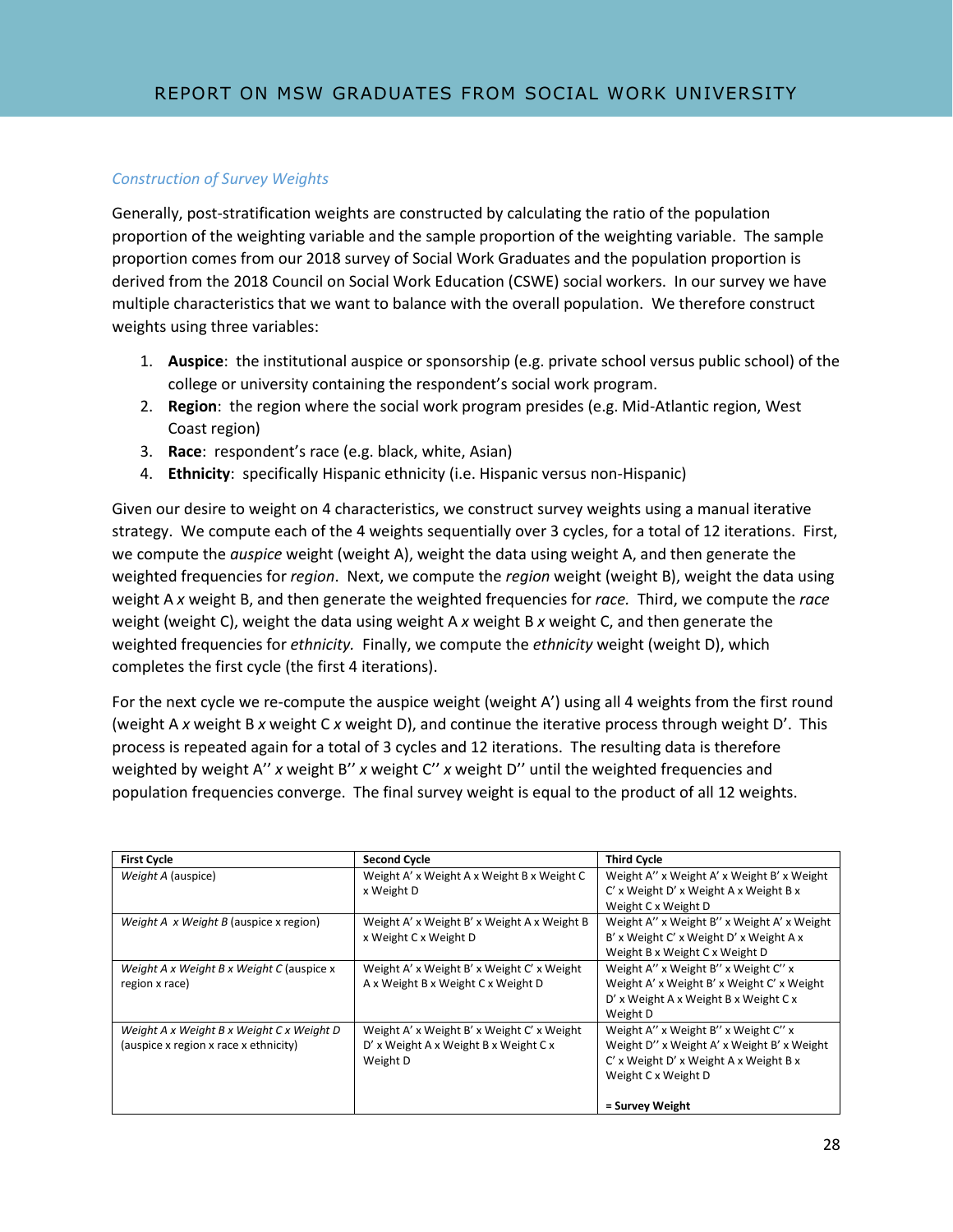*Construction of Survey Weights*

Generally, post-stratification weights are constructed by calculating the ratio of the population proportion of the weighting variable and the sample proportion of the weighting variable. The sample proportion comes from our 2018 survey of Social Work Graduates and the population proportion is derived from the 2018 Council on Social Work Education (CSWE) social workers. In our survey we have multiple characteristics that we want to balance with the overall population. We therefore construct weights using three variables:

1. **Auspice**: the institutional auspice or sponsorship (e.g. private school versus public school) of the college or university containing the respondent's social work program.
2. **Region**: the region where the social work program presides (e.g. Mid-Atlantic region, West Coast region)
3. **Race**: respondent's race (e.g. black, white, Asian)
4. **Ethnicity**: specifically Hispanic ethnicity (i.e. Hispanic versus non-Hispanic)

Given our desire to weight on 4 characteristics, we construct survey weights using a manual iterative strategy. We compute each of the 4 weights sequentially over 3 cycles, for a total of 12 iterations. First, we compute the *auspice* weight (weight A), weight the data using weight A, and then generate the weighted frequencies for *region*. Next, we compute the *region* weight (weight B), weight the data using weight A *x* weight B, and then generate the weighted frequencies for *race.* Third, we compute the *race* weight (weight C), weight the data using weight A *x* weight B *x* weight C, and then generate the weighted frequencies for *ethnicity.* Finally, we compute the *ethnicity* weight (weight D), which completes the first cycle (the first 4 iterations).

For the next cycle we re-compute the auspice weight (weight A') using all 4 weights from the first round (weight A *x* weight B *x* weight C *x* weight D), and continue the iterative process through weight D'. This process is repeated again for a total of 3 cycles and 12 iterations. The resulting data is therefore weighted by weight A'' *x* weight B'' *x* weight C'' *x* weight D'' until the weighted frequencies and population frequencies converge. The final survey weight is equal to the product of all 12 weights.

| **First Cycle** | **Second Cycle** | **Third Cycle** |
|---|---|---|
| *Weight A* (auspice) | Weight A' x Weight A x Weight B x Weight C x Weight D | Weight A'' x Weight A' x Weight B' x Weight C' x Weight D' x Weight A x Weight B x Weight C x Weight D |
| *Weight A x Weight B* (auspice x region) | Weight A' x Weight B' x Weight A x Weight B x Weight C x Weight D | Weight A'' x Weight B'' x Weight A' x Weight B' x Weight C' x Weight D' x Weight A x Weight B x Weight C x Weight D |
| *Weight A x Weight B x Weight C* (auspice x region x race) | Weight A' x Weight B' x Weight C' x Weight A x Weight B x Weight C x Weight D | Weight A'' x Weight B'' x Weight C'' x Weight A' x Weight B' x Weight C' x Weight D' x Weight A x Weight B x Weight C x Weight D |
| *Weight A x Weight B x Weight C x Weight D* (auspice x region x race x ethnicity) | Weight A' x Weight B' x Weight C' x Weight D' x Weight A x Weight B x Weight C x Weight D | Weight A'' x Weight B'' x Weight C'' x Weight D'' x Weight A' x Weight B' x Weight C' x Weight D' x Weight A x Weight B x Weight C x Weight D<br><br>**= Survey Weight** |